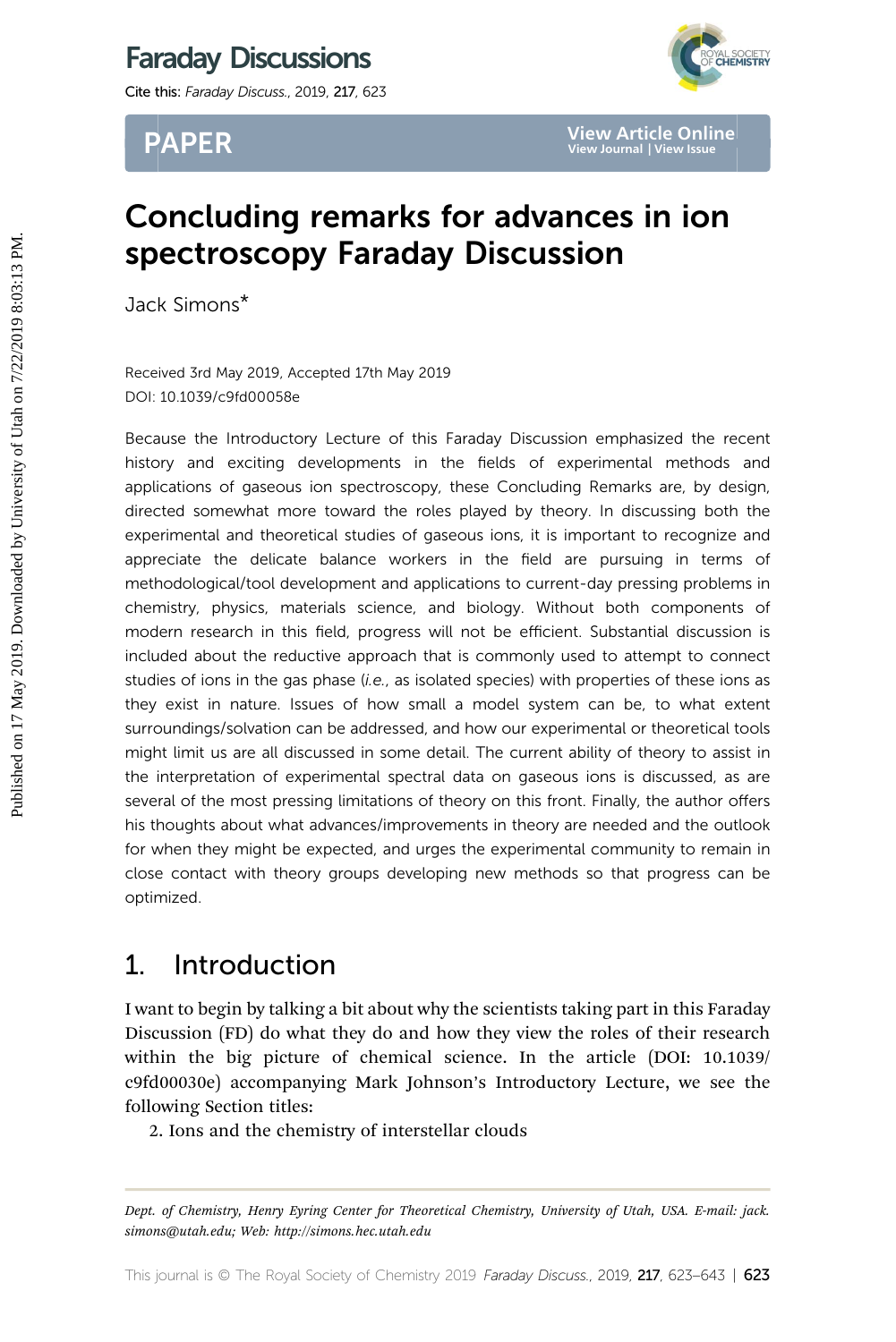# Concluding remarks for advances in ion spectroscopy Faraday Discussion

Jack Simons*

Received 3rd May 2019, Accepted 17th May 2019

DOI: 10.1039/c9fd00058e

Because the Introductory Lecture of this Faraday Discussion emphasized the recent history and exciting developments in the fields of experimental methods and applications of gaseous ion spectroscopy, these Concluding Remarks are, by design, directed somewhat more toward the roles played by theory. In discussing both the experimental and theoretical studies of gaseous ions, it is important to recognize and appreciate the delicate balance workers in the field are pursuing in terms of methodological/tool development and applications to current-day pressing problems in chemistry, physics, materials science, and biology. Without both components of modern research in this field, progress will not be efficient. Substantial discussion is included about the reductive approach that is commonly used to attempt to connect studies of ions in the gas phase (*i.e.*, as isolated species) with properties of these ions as they exist in nature. Issues of how small a model system can be, to what extent surroundings/solvation can be addressed, and how our experimental or theoretical tools might limit us are all discussed in some detail. The current ability of theory to assist in the interpretation of experimental spectral data on gaseous ions is discussed, as are several of the most pressing limitations of theory on this front. Finally, the author offers his thoughts about what advances/improvements in theory are needed and the outlook for when they might be expected, and urges the experimental community to remain in close contact with theory groups developing new methods so that progress can be optimized.

## 1. Introduction

I want to begin by talking a bit about why the scientists taking part in this Faraday Discussion (FD) do what they do and how they view the roles of their research within the big picture of chemical science. In the article (DOI: 10.1039/c9fd00030e) accompanying Mark Johnson's Introductory Lecture, we see the following Section titles:

2. Ions and the chemistry of interstellar clouds

*Dept. of Chemistry, Henry Eyring Center for Theoretical Chemistry, University of Utah, USA. E-mail: jack.simons@utah.edu; Web: http://simons.hec.utah.edu*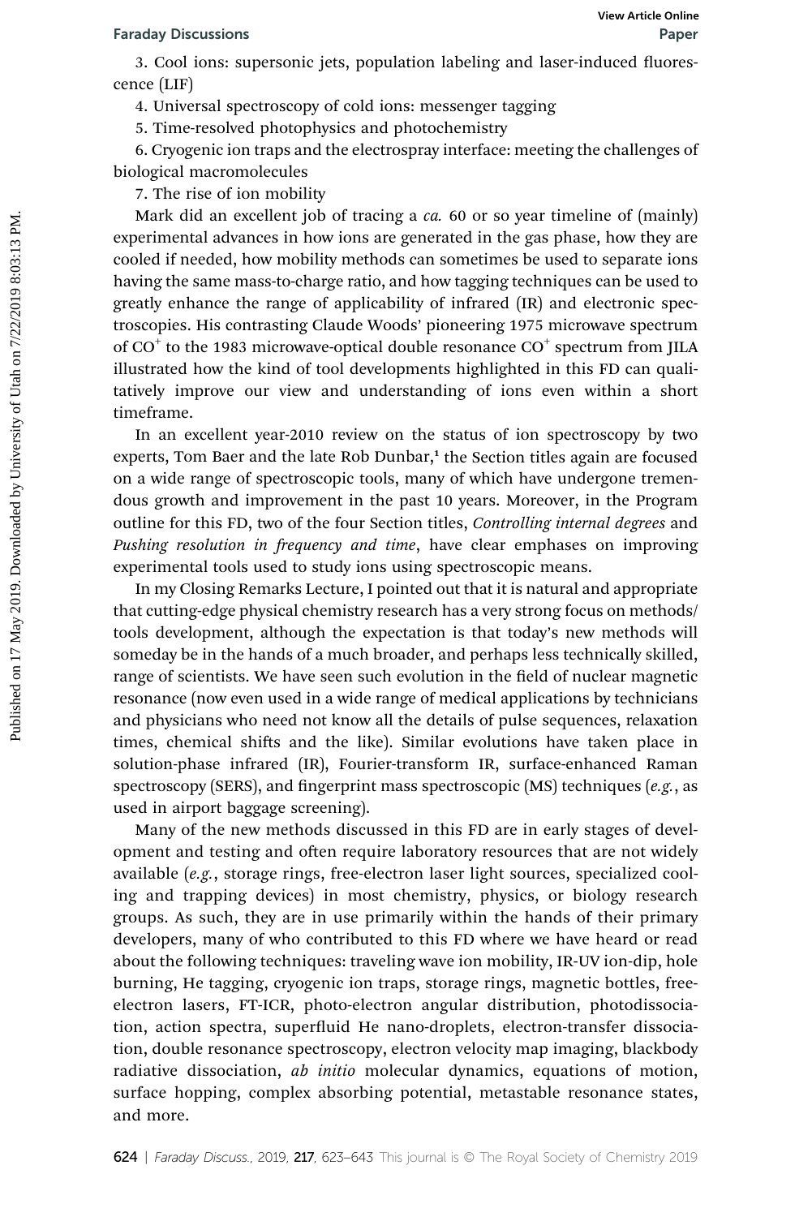3. Cool ions: supersonic jets, population labeling and laser-induced fluorescence (LIF)

4. Universal spectroscopy of cold ions: messenger tagging

5. Time-resolved photophysics and photochemistry

6. Cryogenic ion traps and the electrospray interface: meeting the challenges of biological macromolecules

7. The rise of ion mobility

Mark did an excellent job of tracing a *ca.* 60 or so year timeline of (mainly) experimental advances in how ions are generated in the gas phase, how they are cooled if needed, how mobility methods can sometimes be used to separate ions having the same mass-to-charge ratio, and how tagging techniques can be used to greatly enhance the range of applicability of infrared (IR) and electronic spectroscopies. His contrasting Claude Woods' pioneering 1975 microwave spectrum of $CO^+$ to the 1983 microwave-optical double resonance $CO^+$ spectrum from JILA illustrated how the kind of tool developments highlighted in this FD can qualitatively improve our view and understanding of ions even within a short timeframe.

In an excellent year-2010 review on the status of ion spectroscopy by two experts, Tom Baer and the late Rob Dunbar,[1] the Section titles again are focused on a wide range of spectroscopic tools, many of which have undergone tremendous growth and improvement in the past 10 years. Moreover, in the Program outline for this FD, two of the four Section titles, *Controlling internal degrees* and *Pushing resolution in frequency and time*, have clear emphases on improving experimental tools used to study ions using spectroscopic means.

In my Closing Remarks Lecture, I pointed out that it is natural and appropriate that cutting-edge physical chemistry research has a very strong focus on methods/tools development, although the expectation is that today's new methods will someday be in the hands of a much broader, and perhaps less technically skilled, range of scientists. We have seen such evolution in the field of nuclear magnetic resonance (now even used in a wide range of medical applications by technicians and physicians who need not know all the details of pulse sequences, relaxation times, chemical shifts and the like). Similar evolutions have taken place in solution-phase infrared (IR), Fourier-transform IR, surface-enhanced Raman spectroscopy (SERS), and fingerprint mass spectroscopic (MS) techniques (*e.g.*, as used in airport baggage screening).

Many of the new methods discussed in this FD are in early stages of development and testing and often require laboratory resources that are not widely available (*e.g.*, storage rings, free-electron laser light sources, specialized cooling and trapping devices) in most chemistry, physics, or biology research groups. As such, they are in use primarily within the hands of their primary developers, many of who contributed to this FD where we have heard or read about the following techniques: traveling wave ion mobility, IR-UV ion-dip, hole burning, He tagging, cryogenic ion traps, storage rings, magnetic bottles, free-electron lasers, FT-ICR, photo-electron angular distribution, photodissociation, action spectra, superfluid He nano-droplets, electron-transfer dissociation, double resonance spectroscopy, electron velocity map imaging, blackbody radiative dissociation, *ab initio* molecular dynamics, equations of motion, surface hopping, complex absorbing potential, metastable resonance states, and more.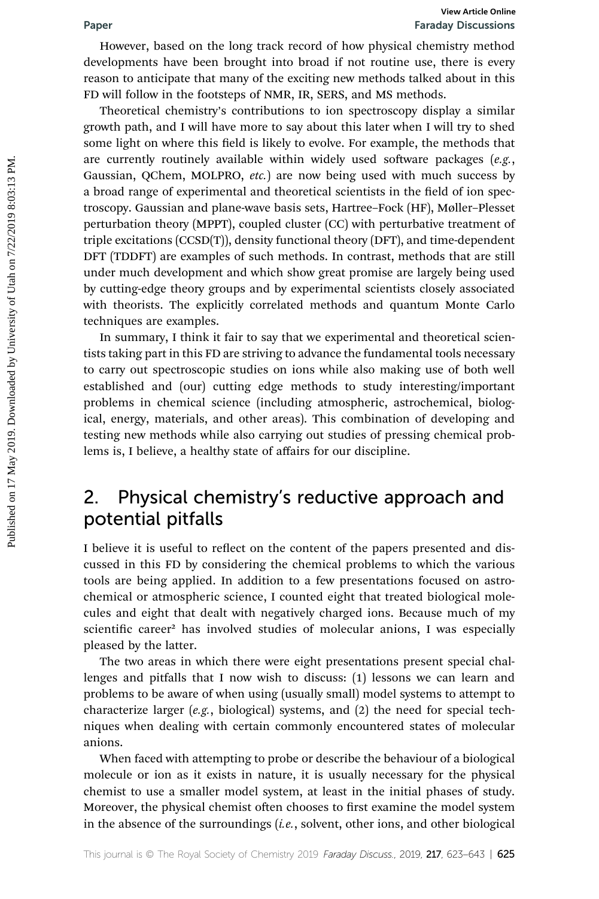However, based on the long track record of how physical chemistry method developments have been brought into broad if not routine use, there is every reason to anticipate that many of the exciting new methods talked about in this FD will follow in the footsteps of NMR, IR, SERS, and MS methods.

Theoretical chemistry's contributions to ion spectroscopy display a similar growth path, and I will have more to say about this later when I will try to shed some light on where this field is likely to evolve. For example, the methods that are currently routinely available within widely used software packages (*e.g.*, Gaussian, QChem, MOLPRO, *etc.*) are now being used with much success by a broad range of experimental and theoretical scientists in the field of ion spectroscopy. Gaussian and plane-wave basis sets, Hartree–Fock (HF), Møller–Plesset perturbation theory (MPPT), coupled cluster (CC) with perturbative treatment of triple excitations (CCSD(T)), density functional theory (DFT), and time-dependent DFT (TDDFT) are examples of such methods. In contrast, methods that are still under much development and which show great promise are largely being used by cutting-edge theory groups and by experimental scientists closely associated with theorists. The explicitly correlated methods and quantum Monte Carlo techniques are examples.

In summary, I think it fair to say that we experimental and theoretical scientists taking part in this FD are striving to advance the fundamental tools necessary to carry out spectroscopic studies on ions while also making use of both well established and (our) cutting edge methods to study interesting/important problems in chemical science (including atmospheric, astrochemical, biological, energy, materials, and other areas). This combination of developing and testing new methods while also carrying out studies of pressing chemical problems is, I believe, a healthy state of affairs for our discipline.

## 2. Physical chemistry's reductive approach and potential pitfalls

I believe it is useful to reflect on the content of the papers presented and discussed in this FD by considering the chemical problems to which the various tools are being applied. In addition to a few presentations focused on astrochemical or atmospheric science, I counted eight that treated biological molecules and eight that dealt with negatively charged ions. Because much of my scientific career[2] has involved studies of molecular anions, I was especially pleased by the latter.

The two areas in which there were eight presentations present special challenges and pitfalls that I now wish to discuss: (1) lessons we can learn and problems to be aware of when using (usually small) model systems to attempt to characterize larger (*e.g.*, biological) systems, and (2) the need for special techniques when dealing with certain commonly encountered states of molecular anions.

When faced with attempting to probe or describe the behaviour of a biological molecule or ion as it exists in nature, it is usually necessary for the physical chemist to use a smaller model system, at least in the initial phases of study. Moreover, the physical chemist often chooses to first examine the model system in the absence of the surroundings (*i.e.*, solvent, other ions, and other biological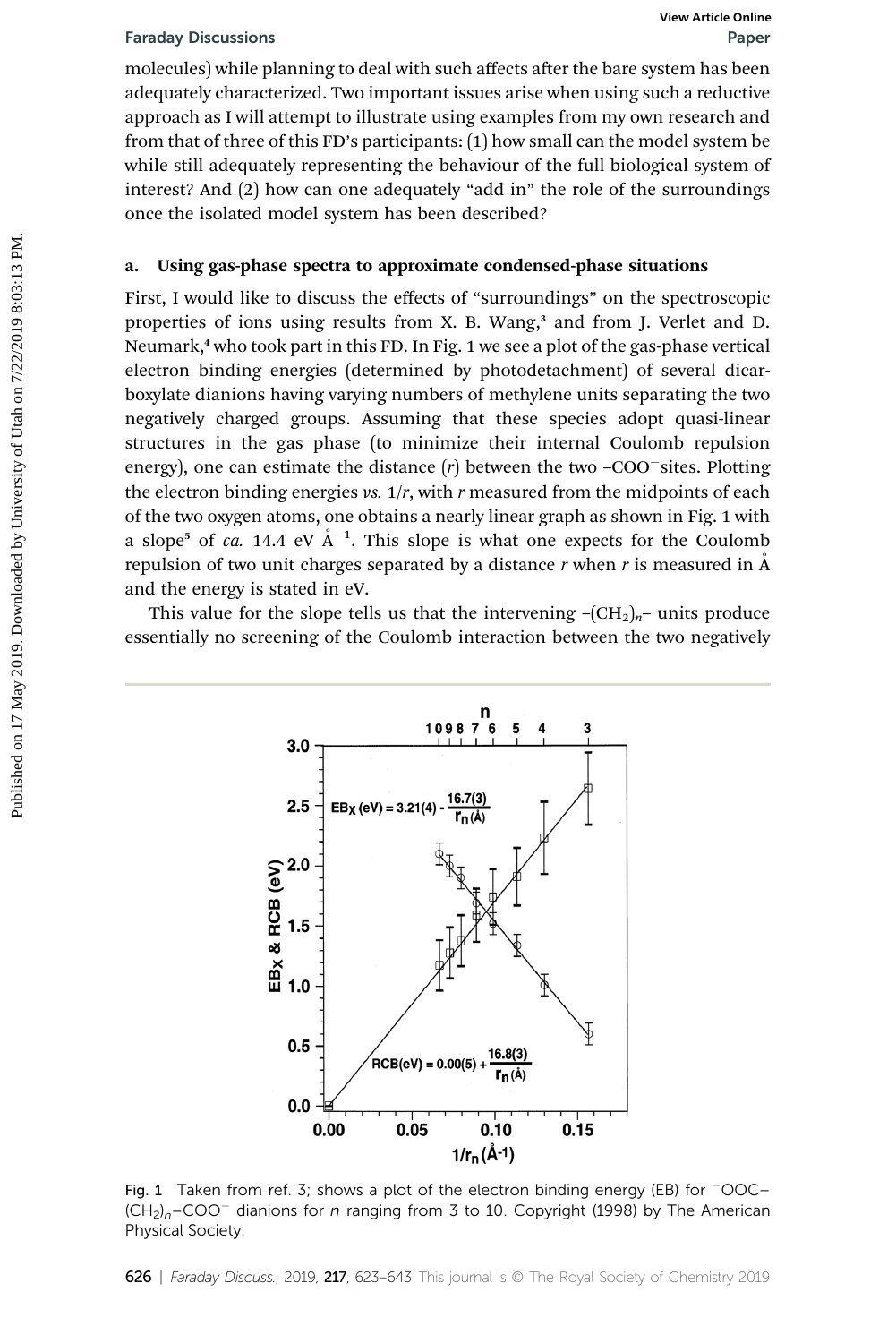molecules) while planning to deal with such affects after the bare system has been adequately characterized. Two important issues arise when using such a reductive approach as I will attempt to illustrate using examples from my own research and from that of three of this FD's participants: (1) how small can the model system be while still adequately representing the behaviour of the full biological system of interest? And (2) how can one adequately "add in" the role of the surroundings once the isolated model system has been described?

### a. Using gas-phase spectra to approximate condensed-phase situations

First, I would like to discuss the effects of "surroundings" on the spectroscopic properties of ions using results from X. B. Wang,[3] and from J. Verlet and D. Neumark,[4] who took part in this FD. In Fig. 1 we see a plot of the gas-phase vertical electron binding energies (determined by photodetachment) of several dicarboxylate dianions having varying numbers of methylene units separating the two negatively charged groups. Assuming that these species adopt quasi-linear structures in the gas phase (to minimize their internal Coulomb repulsion energy), one can estimate the distance ($r$) between the two $-COO^-$ sites. Plotting the electron binding energies *vs.* $1/r$, with $r$ measured from the midpoints of each of the two oxygen atoms, one obtains a nearly linear graph as shown in Fig. 1 with a slope[5] of *ca.* 14.4 eV Å$^{-1}$. This slope is what one expects for the Coulomb repulsion of two unit charges separated by a distance $r$ when $r$ is measured in Å and the energy is stated in eV.

This value for the slope tells us that the intervening $-(CH_2)_n-$ units produce essentially no screening of the Coulomb interaction between the two negatively

Fig. 1 Taken from ref. 3; shows a plot of the electron binding energy (EB) for $^-OOC-(CH_2)_n-COO^-$ dianions for $n$ ranging from 3 to 10. Copyright (1998) by The American Physical Society.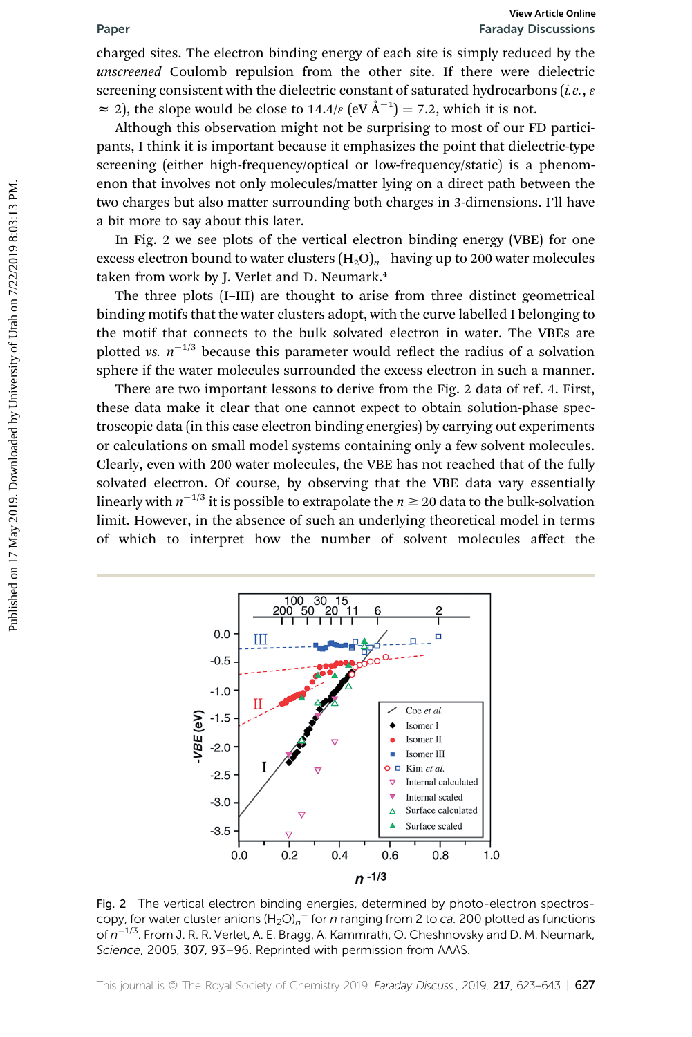charged sites. The electron binding energy of each site is simply reduced by the *unscreened* Coulomb repulsion from the other site. If there were dielectric screening consistent with the dielectric constant of saturated hydrocarbons (*i.e.*, $\varepsilon \approx 2$), the slope would be close to $14.4/\varepsilon$ (eV $\text{Å}^{-1}$) = 7.2, which it is not.

Although this observation might not be surprising to most of our FD participants, I think it is important because it emphasizes the point that dielectric-type screening (either high-frequency/optical or low-frequency/static) is a phenomenon that involves not only molecules/matter lying on a direct path between the two charges but also matter surrounding both charges in 3-dimensions. I'll have a bit more to say about this later.

In Fig. 2 we see plots of the vertical electron binding energy (VBE) for one excess electron bound to water clusters $(H_2O)_n^-$ having up to 200 water molecules taken from work by J. Verlet and D. Neumark.[4]

The three plots (I–III) are thought to arise from three distinct geometrical binding motifs that the water clusters adopt, with the curve labelled I belonging to the motif that connects to the bulk solvated electron in water. The VBEs are plotted *vs.* $n^{-1/3}$ because this parameter would reflect the radius of a solvation sphere if the water molecules surrounded the excess electron in such a manner.

There are two important lessons to derive from the Fig. 2 data of ref. 4. First, these data make it clear that one cannot expect to obtain solution-phase spectroscopic data (in this case electron binding energies) by carrying out experiments or calculations on small model systems containing only a few solvent molecules. Clearly, even with 200 water molecules, the VBE has not reached that of the fully solvated electron. Of course, by observing that the VBE data vary essentially linearly with $n^{-1/3}$ it is possible to extrapolate the $n \geq 20$ data to the bulk-solvation limit. However, in the absence of such an underlying theoretical model in terms of which to interpret how the number of solvent molecules affect the

Fig. 2 The vertical electron binding energies, determined by photo-electron spectroscopy, for water cluster anions $(H_2O)_n^-$ for $n$ ranging from 2 to *ca.* 200 plotted as functions of $n^{-1/3}$. From J. R. R. Verlet, A. E. Bragg, A. Kammrath, O. Cheshnovsky and D. M. Neumark, *Science*, 2005, **307**, 93–96. Reprinted with permission from AAAS.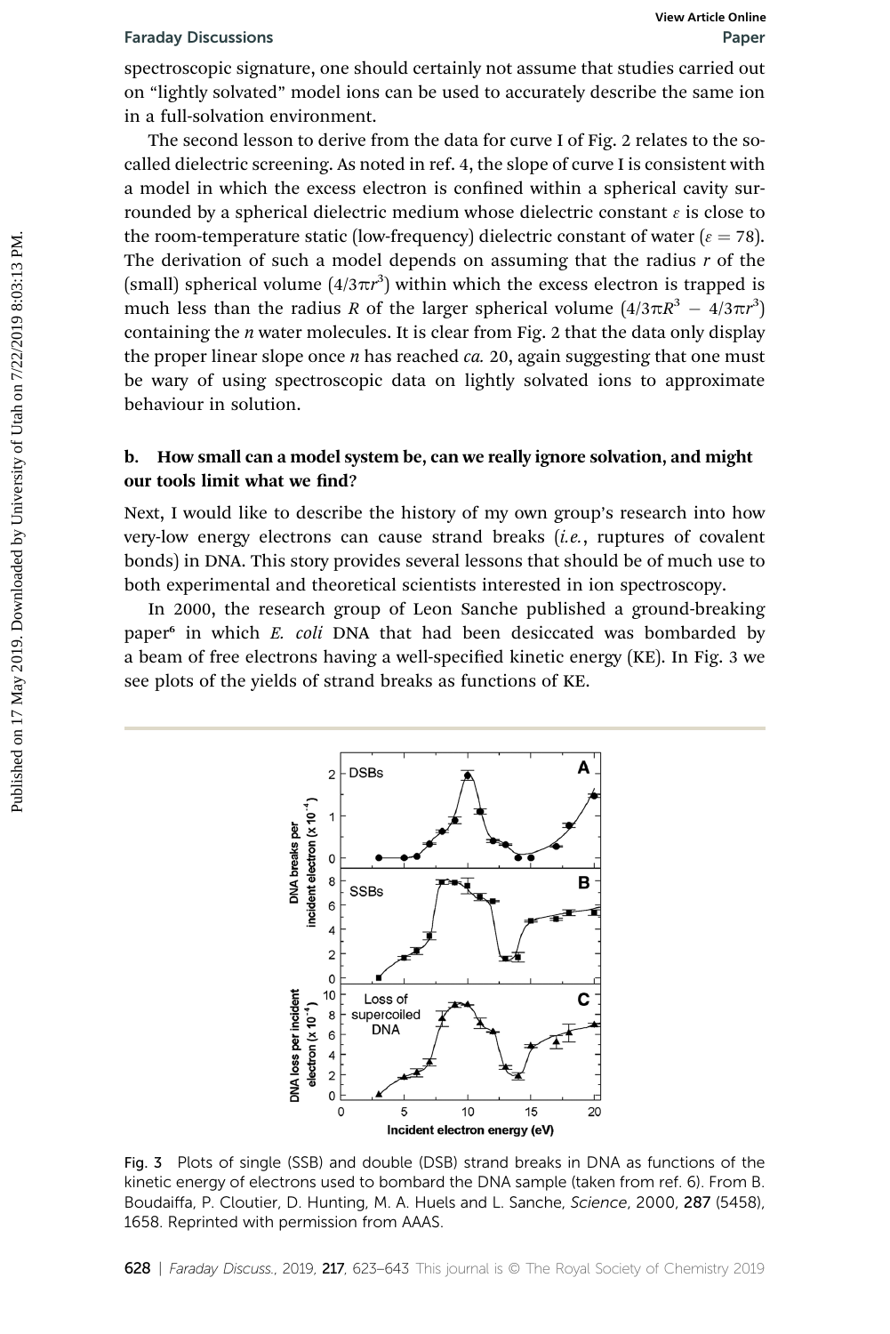spectroscopic signature, one should certainly not assume that studies carried out on "lightly solvated" model ions can be used to accurately describe the same ion in a full-solvation environment.

The second lesson to derive from the data for curve I of Fig. 2 relates to the so-called dielectric screening. As noted in ref. 4, the slope of curve I is consistent with a model in which the excess electron is confined within a spherical cavity surrounded by a spherical dielectric medium whose dielectric constant $\varepsilon$ is close to the room-temperature static (low-frequency) dielectric constant of water ($\varepsilon = 78$). The derivation of such a model depends on assuming that the radius $r$ of the (small) spherical volume $(4/3\pi r^3)$ within which the excess electron is trapped is much less than the radius $R$ of the larger spherical volume $(4/3\pi R^3 - 4/3\pi r^3)$ containing the $n$ water molecules. It is clear from Fig. 2 that the data only display the proper linear slope once $n$ has reached *ca.* 20, again suggesting that one must be wary of using spectroscopic data on lightly solvated ions to approximate behaviour in solution.

## b. How small can a model system be, can we really ignore solvation, and might our tools limit what we find?

Next, I would like to describe the history of my own group's research into how very-low energy electrons can cause strand breaks (*i.e.*, ruptures of covalent bonds) in DNA. This story provides several lessons that should be of much use to both experimental and theoretical scientists interested in ion spectroscopy.

In 2000, the research group of Leon Sanche published a ground-breaking paper[6] in which *E. coli* DNA that had been desiccated was bombarded by a beam of free electrons having a well-specified kinetic energy (KE). In Fig. 3 we see plots of the yields of strand breaks as functions of KE.

Fig. 3 Plots of single (SSB) and double (DSB) strand breaks in DNA as functions of the kinetic energy of electrons used to bombard the DNA sample (taken from ref. 6). From B. Boudaiffa, P. Cloutier, D. Hunting, M. A. Huels and L. Sanche, *Science*, 2000, **287** (5458), 1658. Reprinted with permission from AAAS.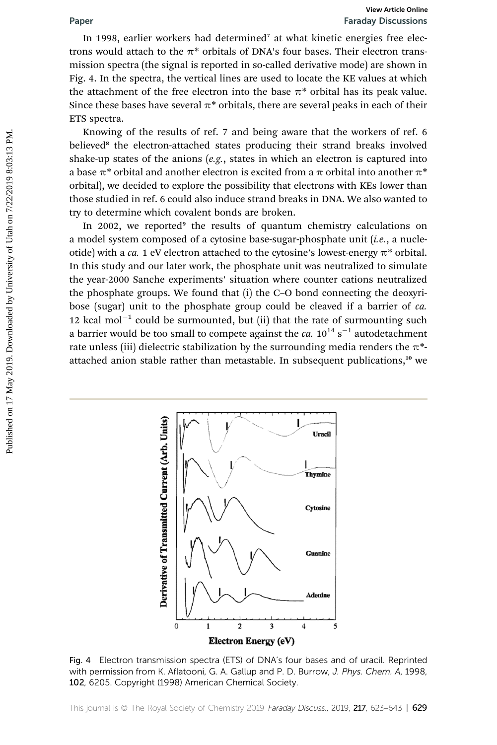In 1998, earlier workers had determined[7] at what kinetic energies free electrons would attach to the π* orbitals of DNA's four bases. Their electron transmission spectra (the signal is reported in so-called derivative mode) are shown in Fig. 4. In the spectra, the vertical lines are used to locate the KE values at which the attachment of the free electron into the base π* orbital has its peak value. Since these bases have several π* orbitals, there are several peaks in each of their ETS spectra.

Knowing of the results of ref. 7 and being aware that the workers of ref. 6 believed[8] the electron-attached states producing their strand breaks involved shake-up states of the anions (*e.g.*, states in which an electron is captured into a base π* orbital and another electron is excited from a π orbital into another π* orbital), we decided to explore the possibility that electrons with KEs lower than those studied in ref. 6 could also induce strand breaks in DNA. We also wanted to try to determine which covalent bonds are broken.

In 2002, we reported[9] the results of quantum chemistry calculations on a model system composed of a cytosine base-sugar-phosphate unit (*i.e.*, a nucleotide) with a *ca.* 1 eV electron attached to the cytosine's lowest-energy π* orbital. In this study and our later work, the phosphate unit was neutralized to simulate the year-2000 Sanche experiments' situation where counter cations neutralized the phosphate groups. We found that (i) the C–O bond connecting the deoxyribose (sugar) unit to the phosphate group could be cleaved if a barrier of *ca.* 12 kcal $mol^{-1}$ could be surmounted, but (ii) that the rate of surmounting such a barrier would be too small to compete against the *ca.* $10^{14}$ $s^{-1}$ autodetachment rate unless (iii) dielectric stabilization by the surrounding media renders the π*-attached anion stable rather than metastable. In subsequent publications,[10] we

Fig. 4 Electron transmission spectra (ETS) of DNA's four bases and of uracil. Reprinted with permission from K. Aflatooni, G. A. Gallup and P. D. Burrow, *J. Phys. Chem. A*, 1998, **102**, 6205. Copyright (1998) American Chemical Society.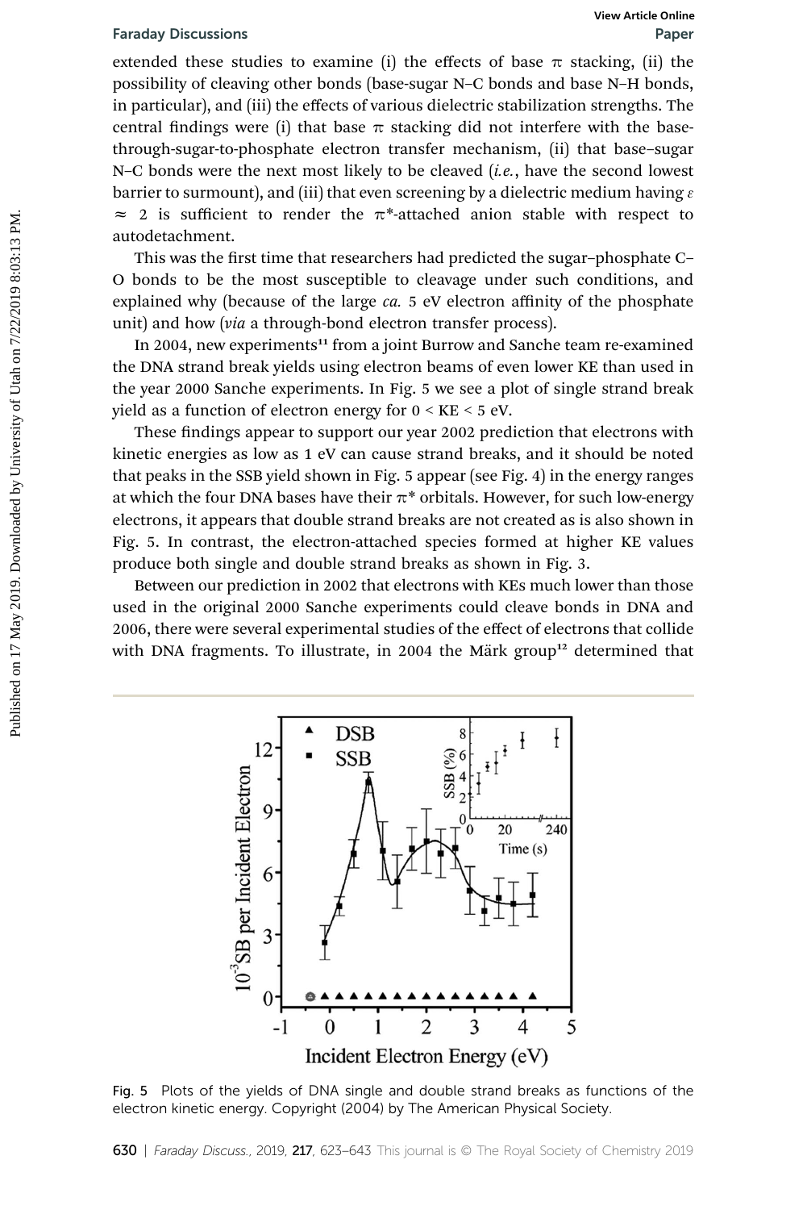extended these studies to examine (i) the effects of base π stacking, (ii) the possibility of cleaving other bonds (base-sugar N–C bonds and base N–H bonds, in particular), and (iii) the effects of various dielectric stabilization strengths. The central findings were (i) that base π stacking did not interfere with the base-through-sugar-to-phosphate electron transfer mechanism, (ii) that base–sugar N–C bonds were the next most likely to be cleaved (*i.e.*, have the second lowest barrier to surmount), and (iii) that even screening by a dielectric medium having $\varepsilon \approx 2$ is sufficient to render the π*-attached anion stable with respect to autodetachment.

This was the first time that researchers had predicted the sugar–phosphate C–O bonds to be the most susceptible to cleavage under such conditions, and explained why (because of the large *ca.* 5 eV electron affinity of the phosphate unit) and how (*via* a through-bond electron transfer process).

In 2004, new experiments[11] from a joint Burrow and Sanche team re-examined the DNA strand break yields using electron beams of even lower KE than used in the year 2000 Sanche experiments. In Fig. 5 we see a plot of single strand break yield as a function of electron energy for 0 < KE < 5 eV.

These findings appear to support our year 2002 prediction that electrons with kinetic energies as low as 1 eV can cause strand breaks, and it should be noted that peaks in the SSB yield shown in Fig. 5 appear (see Fig. 4) in the energy ranges at which the four DNA bases have their π* orbitals. However, for such low-energy electrons, it appears that double strand breaks are not created as is also shown in Fig. 5. In contrast, the electron-attached species formed at higher KE values produce both single and double strand breaks as shown in Fig. 3.

Between our prediction in 2002 that electrons with KEs much lower than those used in the original 2000 Sanche experiments could cleave bonds in DNA and 2006, there were several experimental studies of the effect of electrons that collide with DNA fragments. To illustrate, in 2004 the Märk group[12] determined that

Fig. 5 Plots of the yields of DNA single and double strand breaks as functions of the electron kinetic energy. Copyright (2004) by The American Physical Society.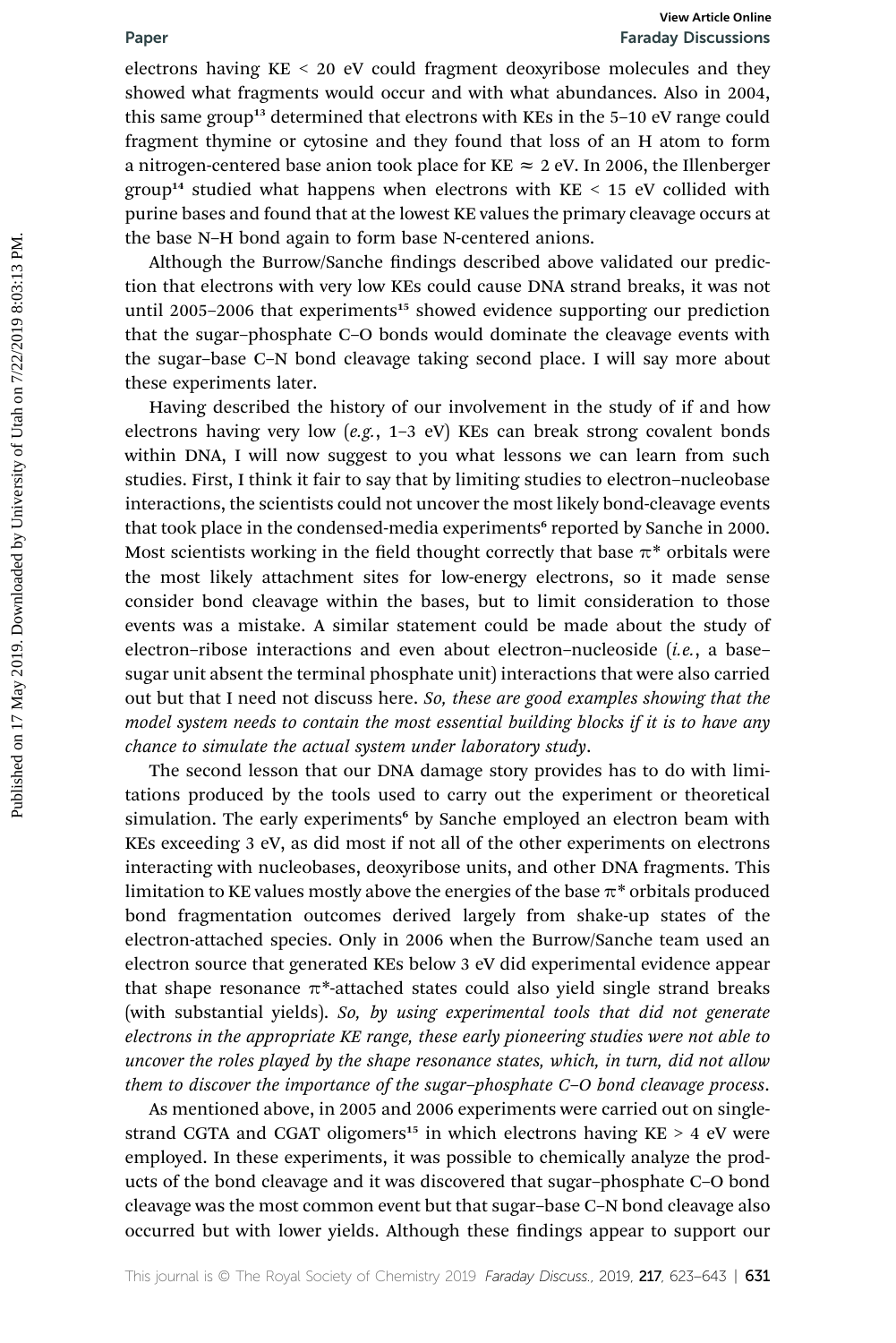electrons having KE < 20 eV could fragment deoxyribose molecules and they showed what fragments would occur and with what abundances. Also in 2004, this same group[13] determined that electrons with KEs in the 5–10 eV range could fragment thymine or cytosine and they found that loss of an H atom to form a nitrogen-centered base anion took place for KE ≈ 2 eV. In 2006, the Illenberger group[14] studied what happens when electrons with KE < 15 eV collided with purine bases and found that at the lowest KE values the primary cleavage occurs at the base N–H bond again to form base N-centered anions.

Although the Burrow/Sanche findings described above validated our prediction that electrons with very low KEs could cause DNA strand breaks, it was not until 2005–2006 that experiments[15] showed evidence supporting our prediction that the sugar–phosphate C–O bonds would dominate the cleavage events with the sugar–base C–N bond cleavage taking second place. I will say more about these experiments later.

Having described the history of our involvement in the study of if and how electrons having very low (*e.g.*, 1–3 eV) KEs can break strong covalent bonds within DNA, I will now suggest to you what lessons we can learn from such studies. First, I think it fair to say that by limiting studies to electron–nucleobase interactions, the scientists could not uncover the most likely bond-cleavage events that took place in the condensed-media experiments[6] reported by Sanche in 2000. Most scientists working in the field thought correctly that base π* orbitals were the most likely attachment sites for low-energy electrons, so it made sense consider bond cleavage within the bases, but to limit consideration to those events was a mistake. A similar statement could be made about the study of electron–ribose interactions and even about electron–nucleoside (*i.e.*, a base–sugar unit absent the terminal phosphate unit) interactions that were also carried out but that I need not discuss here. *So, these are good examples showing that the model system needs to contain the most essential building blocks if it is to have any chance to simulate the actual system under laboratory study*.

The second lesson that our DNA damage story provides has to do with limitations produced by the tools used to carry out the experiment or theoretical simulation. The early experiments[6] by Sanche employed an electron beam with KEs exceeding 3 eV, as did most if not all of the other experiments on electrons interacting with nucleobases, deoxyribose units, and other DNA fragments. This limitation to KE values mostly above the energies of the base π* orbitals produced bond fragmentation outcomes derived largely from shake-up states of the electron-attached species. Only in 2006 when the Burrow/Sanche team used an electron source that generated KEs below 3 eV did experimental evidence appear that shape resonance π*-attached states could also yield single strand breaks (with substantial yields). *So, by using experimental tools that did not generate electrons in the appropriate KE range, these early pioneering studies were not able to uncover the roles played by the shape resonance states, which, in turn, did not allow them to discover the importance of the sugar–phosphate C–O bond cleavage process*.

As mentioned above, in 2005 and 2006 experiments were carried out on single-strand CGTA and CGAT oligomers[15] in which electrons having KE > 4 eV were employed. In these experiments, it was possible to chemically analyze the products of the bond cleavage and it was discovered that sugar–phosphate C–O bond cleavage was the most common event but that sugar–base C–N bond cleavage also occurred but with lower yields. Although these findings appear to support our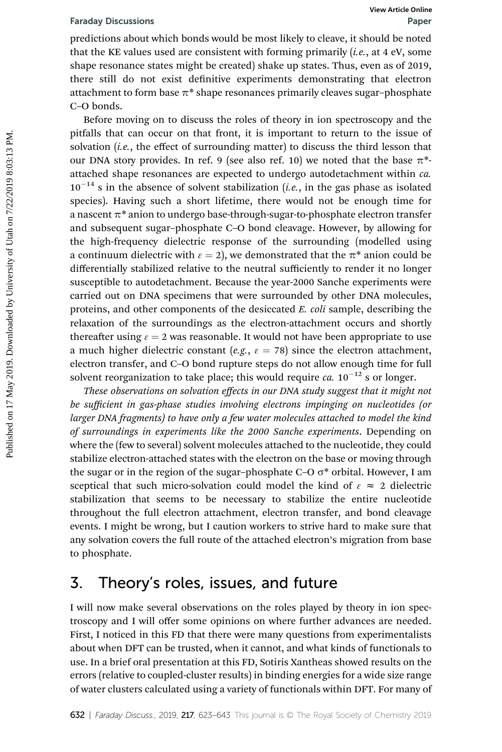predictions about which bonds would be most likely to cleave, it should be noted that the KE values used are consistent with forming primarily (*i.e.*, at 4 eV, some shape resonance states might be created) shake up states. Thus, even as of 2019, there still do not exist definitive experiments demonstrating that electron attachment to form base $\pi^*$ shape resonances primarily cleaves sugar–phosphate C–O bonds.

Before moving on to discuss the roles of theory in ion spectroscopy and the pitfalls that can occur on that front, it is important to return to the issue of solvation (*i.e.*, the effect of surrounding matter) to discuss the third lesson that our DNA story provides. In ref. 9 (see also ref. 10) we noted that the base $\pi^*$-attached shape resonances are expected to undergo autodetachment within *ca.* $10^{-14}$ s in the absence of solvent stabilization (*i.e.*, in the gas phase as isolated species). Having such a short lifetime, there would not be enough time for a nascent $\pi^*$ anion to undergo base-through-sugar-to-phosphate electron transfer and subsequent sugar–phosphate C–O bond cleavage. However, by allowing for the high-frequency dielectric response of the surrounding (modelled using a continuum dielectric with $\varepsilon = 2$), we demonstrated that the $\pi^*$ anion could be differentially stabilized relative to the neutral sufficiently to render it no longer susceptible to autodetachment. Because the year-2000 Sanche experiments were carried out on DNA specimens that were surrounded by other DNA molecules, proteins, and other components of the desiccated *E. coli* sample, describing the relaxation of the surroundings as the electron-attachment occurs and shortly thereafter using $\varepsilon = 2$ was reasonable. It would not have been appropriate to use a much higher dielectric constant (*e.g.*, $\varepsilon = 78$) since the electron attachment, electron transfer, and C–O bond rupture steps do not allow enough time for full solvent reorganization to take place; this would require *ca.* $10^{-12}$ s or longer.

*These observations on solvation effects in our DNA study suggest that it might not be sufficient in gas-phase studies involving electrons impinging on nucleotides (or larger DNA fragments) to have only a few water molecules attached to model the kind of surroundings in experiments like the 2000 Sanche experiments*. Depending on where the (few to several) solvent molecules attached to the nucleotide, they could stabilize electron-attached states with the electron on the base or moving through the sugar or in the region of the sugar–phosphate C–O $\sigma^*$ orbital. However, I am sceptical that such micro-solvation could model the kind of $\varepsilon \approx 2$ dielectric stabilization that seems to be necessary to stabilize the entire nucleotide throughout the full electron attachment, electron transfer, and bond cleavage events. I might be wrong, but I caution workers to strive hard to make sure that any solvation covers the full route of the attached electron's migration from base to phosphate.

## 3. Theory's roles, issues, and future

I will now make several observations on the roles played by theory in ion spectroscopy and I will offer some opinions on where further advances are needed. First, I noticed in this FD that there were many questions from experimentalists about when DFT can be trusted, when it cannot, and what kinds of functionals to use. In a brief oral presentation at this FD, Sotiris Xantheas showed results on the errors (relative to coupled-cluster results) in binding energies for a wide size range of water clusters calculated using a variety of functionals within DFT. For many of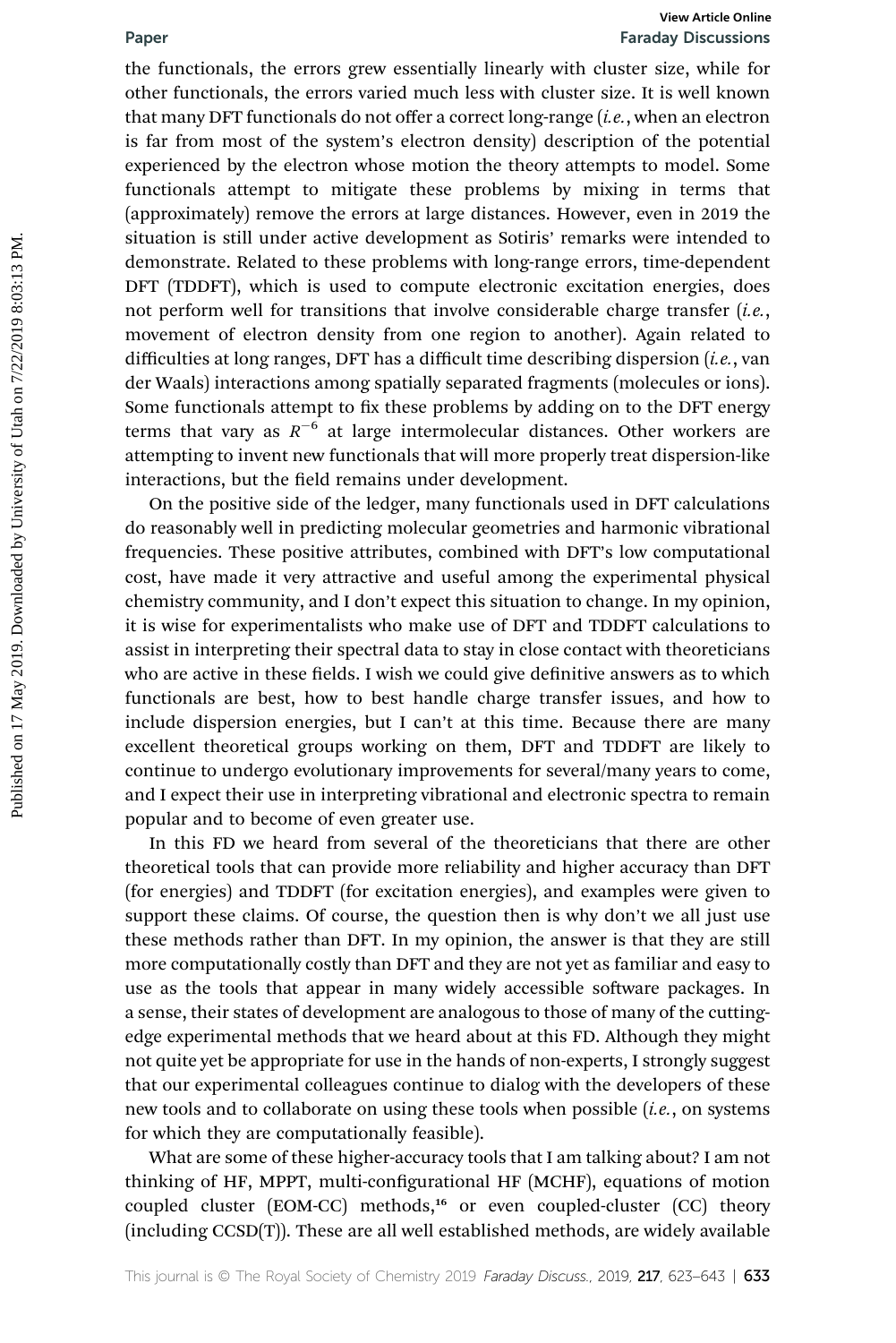the functionals, the errors grew essentially linearly with cluster size, while for other functionals, the errors varied much less with cluster size. It is well known that many DFT functionals do not offer a correct long-range (*i.e.*, when an electron is far from most of the system's electron density) description of the potential experienced by the electron whose motion the theory attempts to model. Some functionals attempt to mitigate these problems by mixing in terms that (approximately) remove the errors at large distances. However, even in 2019 the situation is still under active development as Sotiris' remarks were intended to demonstrate. Related to these problems with long-range errors, time-dependent DFT (TDDFT), which is used to compute electronic excitation energies, does not perform well for transitions that involve considerable charge transfer (*i.e.*, movement of electron density from one region to another). Again related to difficulties at long ranges, DFT has a difficult time describing dispersion (*i.e.*, van der Waals) interactions among spatially separated fragments (molecules or ions). Some functionals attempt to fix these problems by adding on to the DFT energy terms that vary as $R^{-6}$ at large intermolecular distances. Other workers are attempting to invent new functionals that will more properly treat dispersion-like interactions, but the field remains under development.

On the positive side of the ledger, many functionals used in DFT calculations do reasonably well in predicting molecular geometries and harmonic vibrational frequencies. These positive attributes, combined with DFT's low computational cost, have made it very attractive and useful among the experimental physical chemistry community, and I don't expect this situation to change. In my opinion, it is wise for experimentalists who make use of DFT and TDDFT calculations to assist in interpreting their spectral data to stay in close contact with theoreticians who are active in these fields. I wish we could give definitive answers as to which functionals are best, how to best handle charge transfer issues, and how to include dispersion energies, but I can't at this time. Because there are many excellent theoretical groups working on them, DFT and TDDFT are likely to continue to undergo evolutionary improvements for several/many years to come, and I expect their use in interpreting vibrational and electronic spectra to remain popular and to become of even greater use.

In this FD we heard from several of the theoreticians that there are other theoretical tools that can provide more reliability and higher accuracy than DFT (for energies) and TDDFT (for excitation energies), and examples were given to support these claims. Of course, the question then is why don't we all just use these methods rather than DFT. In my opinion, the answer is that they are still more computationally costly than DFT and they are not yet as familiar and easy to use as the tools that appear in many widely accessible software packages. In a sense, their states of development are analogous to those of many of the cutting-edge experimental methods that we heard about at this FD. Although they might not quite yet be appropriate for use in the hands of non-experts, I strongly suggest that our experimental colleagues continue to dialog with the developers of these new tools and to collaborate on using these tools when possible (*i.e.*, on systems for which they are computationally feasible).

What are some of these higher-accuracy tools that I am talking about? I am not thinking of HF, MPPT, multi-configurational HF (MCHF), equations of motion coupled cluster (EOM-CC) methods,[16] or even coupled-cluster (CC) theory (including CCSD(T)). These are all well established methods, are widely available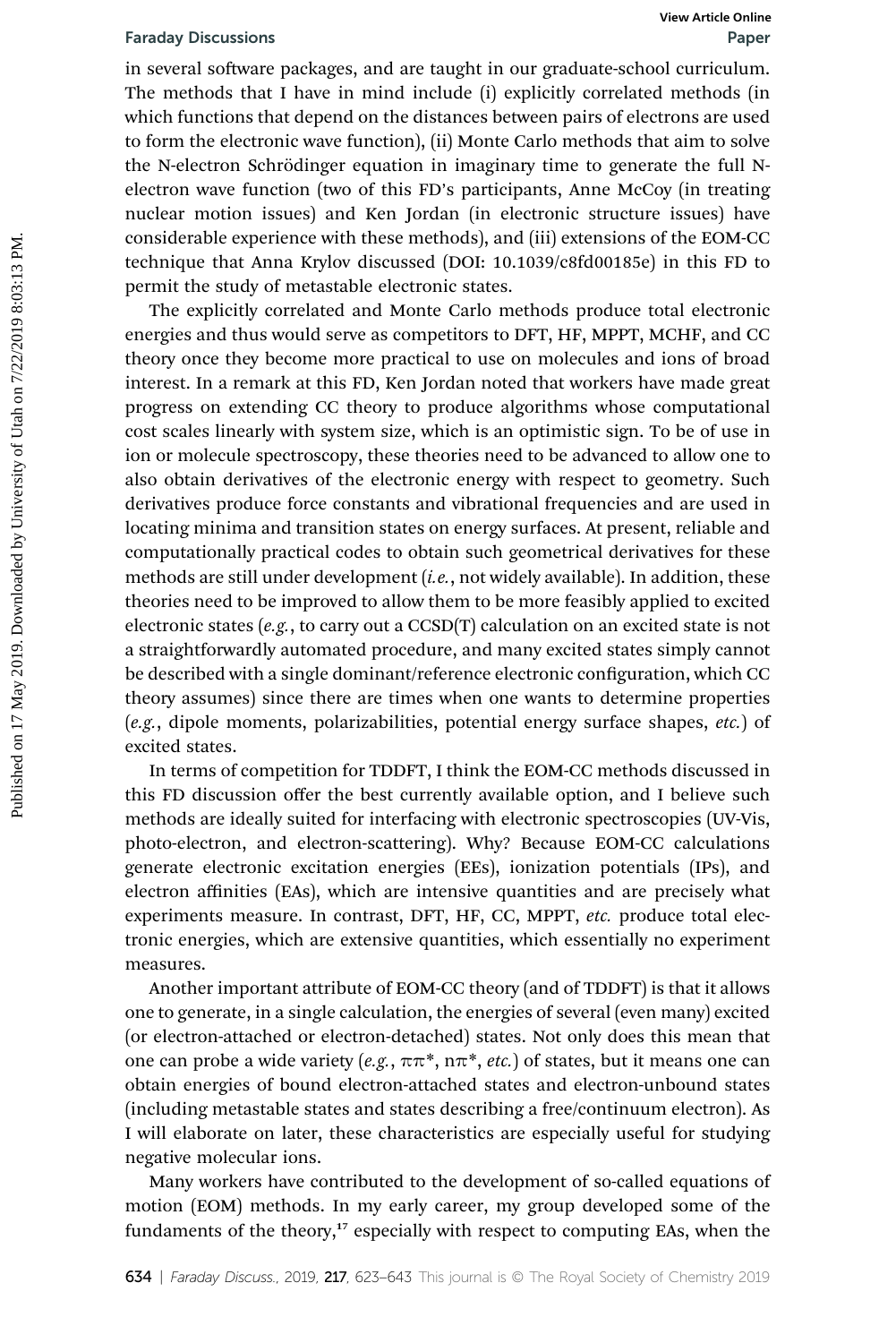in several software packages, and are taught in our graduate-school curriculum. The methods that I have in mind include (i) explicitly correlated methods (in which functions that depend on the distances between pairs of electrons are used to form the electronic wave function), (ii) Monte Carlo methods that aim to solve the N-electron Schrödinger equation in imaginary time to generate the full N-electron wave function (two of this FD's participants, Anne McCoy (in treating nuclear motion issues) and Ken Jordan (in electronic structure issues) have considerable experience with these methods), and (iii) extensions of the EOM-CC technique that Anna Krylov discussed (DOI: 10.1039/c8fd00185e) in this FD to permit the study of metastable electronic states.

The explicitly correlated and Monte Carlo methods produce total electronic energies and thus would serve as competitors to DFT, HF, MPPT, MCHF, and CC theory once they become more practical to use on molecules and ions of broad interest. In a remark at this FD, Ken Jordan noted that workers have made great progress on extending CC theory to produce algorithms whose computational cost scales linearly with system size, which is an optimistic sign. To be of use in ion or molecule spectroscopy, these theories need to be advanced to allow one to also obtain derivatives of the electronic energy with respect to geometry. Such derivatives produce force constants and vibrational frequencies and are used in locating minima and transition states on energy surfaces. At present, reliable and computationally practical codes to obtain such geometrical derivatives for these methods are still under development (*i.e.*, not widely available). In addition, these theories need to be improved to allow them to be more feasibly applied to excited electronic states (*e.g.*, to carry out a CCSD(T) calculation on an excited state is not a straightforwardly automated procedure, and many excited states simply cannot be described with a single dominant/reference electronic configuration, which CC theory assumes) since there are times when one wants to determine properties (*e.g.*, dipole moments, polarizabilities, potential energy surface shapes, *etc.*) of excited states.

In terms of competition for TDDFT, I think the EOM-CC methods discussed in this FD discussion offer the best currently available option, and I believe such methods are ideally suited for interfacing with electronic spectroscopies (UV-Vis, photo-electron, and electron-scattering). Why? Because EOM-CC calculations generate electronic excitation energies (EEs), ionization potentials (IPs), and electron affinities (EAs), which are intensive quantities and are precisely what experiments measure. In contrast, DFT, HF, CC, MPPT, *etc.* produce total electronic energies, which are extensive quantities, which essentially no experiment measures.

Another important attribute of EOM-CC theory (and of TDDFT) is that it allows one to generate, in a single calculation, the energies of several (even many) excited (or electron-attached or electron-detached) states. Not only does this mean that one can probe a wide variety (*e.g.*, $\pi\pi^*$, $n\pi^*$, *etc.*) of states, but it means one can obtain energies of bound electron-attached states and electron-unbound states (including metastable states and states describing a free/continuum electron). As I will elaborate on later, these characteristics are especially useful for studying negative molecular ions.

Many workers have contributed to the development of so-called equations of motion (EOM) methods. In my early career, my group developed some of the fundaments of the theory,[17] especially with respect to computing EAs, when the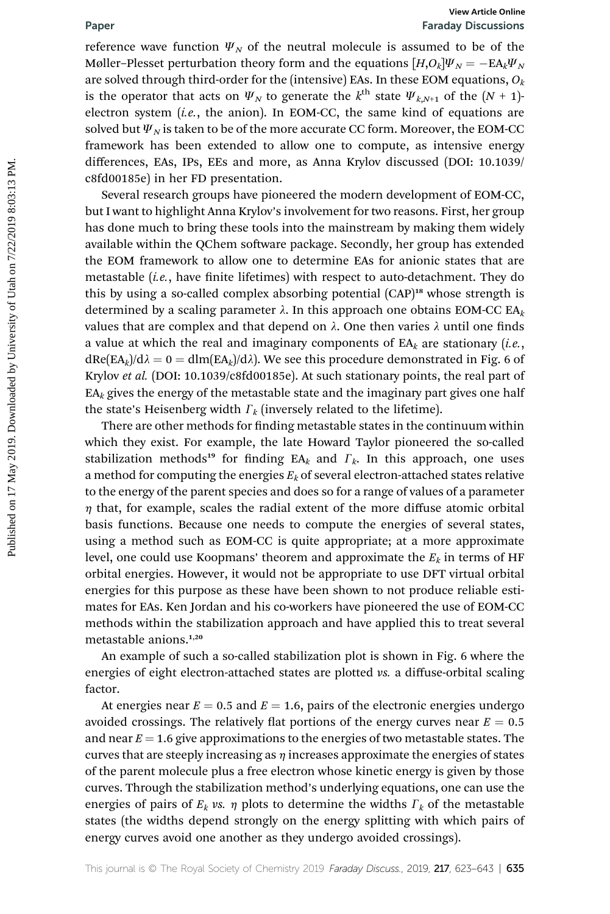reference wave function $\Psi_N$ of the neutral molecule is assumed to be of the Møller–Plesset perturbation theory form and the equations $[H,O_k]\Psi_N = -\mathrm{EA}_k\Psi_N$ are solved through third-order for the (intensive) EAs. In these EOM equations, $O_k$ is the operator that acts on $\Psi_N$ to generate the $k^{\text{th}}$ state $\Psi_{k,N+1}$ of the $(N+1)$-electron system (*i.e.*, the anion). In EOM-CC, the same kind of equations are solved but $\Psi_N$ is taken to be of the more accurate CC form. Moreover, the EOM-CC framework has been extended to allow one to compute, as intensive energy differences, EAs, IPs, EEs and more, as Anna Krylov discussed (DOI: 10.1039/c8fd00185e) in her FD presentation.

Several research groups have pioneered the modern development of EOM-CC, but I want to highlight Anna Krylov's involvement for two reasons. First, her group has done much to bring these tools into the mainstream by making them widely available within the QChem software package. Secondly, her group has extended the EOM framework to allow one to determine EAs for anionic states that are metastable (*i.e.*, have finite lifetimes) with respect to auto-detachment. They do this by using a so-called complex absorbing potential (CAP)[18] whose strength is determined by a scaling parameter $\lambda$. In this approach one obtains EOM-CC $\mathrm{EA}_k$ values that are complex and that depend on $\lambda$. One then varies $\lambda$ until one finds a value at which the real and imaginary components of $\mathrm{EA}_k$ are stationary (*i.e.*, $\mathrm{dRe}(\mathrm{EA}_k)/\mathrm{d}\lambda = 0 = \mathrm{dIm}(\mathrm{EA}_k)/\mathrm{d}\lambda$). We see this procedure demonstrated in Fig. 6 of Krylov *et al.* (DOI: 10.1039/c8fd00185e). At such stationary points, the real part of $\mathrm{EA}_k$ gives the energy of the metastable state and the imaginary part gives one half the state's Heisenberg width $\Gamma_k$ (inversely related to the lifetime).

There are other methods for finding metastable states in the continuum within which they exist. For example, the late Howard Taylor pioneered the so-called stabilization methods[19] for finding $\mathrm{EA}_k$ and $\Gamma_k$. In this approach, one uses a method for computing the energies $E_k$ of several electron-attached states relative to the energy of the parent species and does so for a range of values of a parameter $\eta$ that, for example, scales the radial extent of the more diffuse atomic orbital basis functions. Because one needs to compute the energies of several states, using a method such as EOM-CC is quite appropriate; at a more approximate level, one could use Koopmans' theorem and approximate the $E_k$ in terms of HF orbital energies. However, it would not be appropriate to use DFT virtual orbital energies for this purpose as these have been shown to not produce reliable estimates for EAs. Ken Jordan and his co-workers have pioneered the use of EOM-CC methods within the stabilization approach and have applied this to treat several metastable anions.[1,20]

An example of such a so-called stabilization plot is shown in Fig. 6 where the energies of eight electron-attached states are plotted *vs.* a diffuse-orbital scaling factor.

At energies near $E = 0.5$ and $E = 1.6$, pairs of the electronic energies undergo avoided crossings. The relatively flat portions of the energy curves near $E = 0.5$ and near $E = 1.6$ give approximations to the energies of two metastable states. The curves that are steeply increasing as $\eta$ increases approximate the energies of states of the parent molecule plus a free electron whose kinetic energy is given by those curves. Through the stabilization method's underlying equations, one can use the energies of pairs of $E_k$ *vs.* $\eta$ plots to determine the widths $\Gamma_k$ of the metastable states (the widths depend strongly on the energy splitting with which pairs of energy curves avoid one another as they undergo avoided crossings).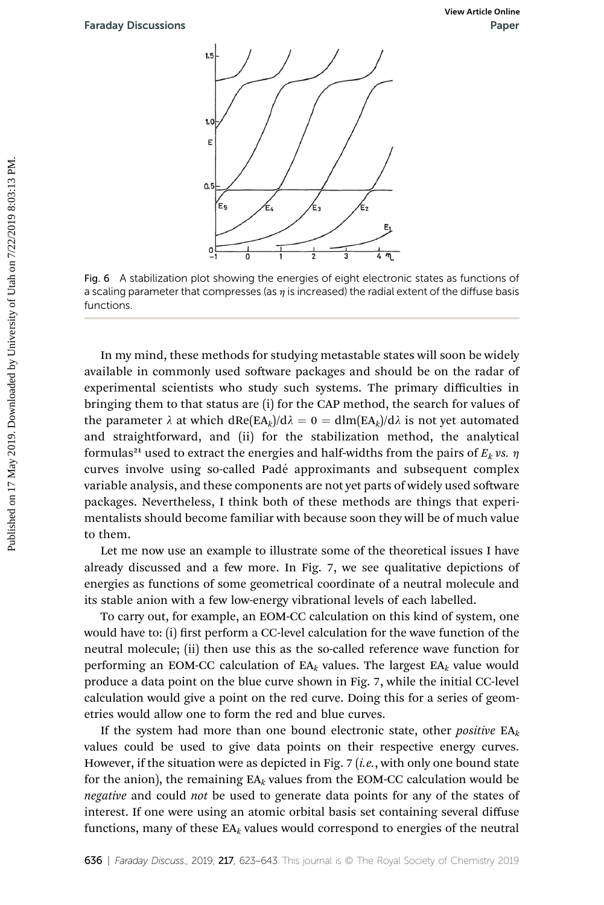Fig. 6 A stabilization plot showing the energies of eight electronic states as functions of a scaling parameter that compresses (as $\eta$ is increased) the radial extent of the diffuse basis functions.

In my mind, these methods for studying metastable states will soon be widely available in commonly used software packages and should be on the radar of experimental scientists who study such systems. The primary difficulties in bringing them to that status are (i) for the CAP method, the search for values of the parameter $\lambda$ at which $\mathrm{dRe}(\mathrm{EA}_k)/\mathrm{d}\lambda = 0 = \mathrm{dIm}(\mathrm{EA}_k)/\mathrm{d}\lambda$ is not yet automated and straightforward, and (ii) for the stabilization method, the analytical formulas[21] used to extract the energies and half-widths from the pairs of $E_k$ *vs.* $\eta$ curves involve using so-called Padé approximants and subsequent complex variable analysis, and these components are not yet parts of widely used software packages. Nevertheless, I think both of these methods are things that experimentalists should become familiar with because soon they will be of much value to them.

Let me now use an example to illustrate some of the theoretical issues I have already discussed and a few more. In Fig. 7, we see qualitative depictions of energies as functions of some geometrical coordinate of a neutral molecule and its stable anion with a few low-energy vibrational levels of each labelled.

To carry out, for example, an EOM-CC calculation on this kind of system, one would have to: (i) first perform a CC-level calculation for the wave function of the neutral molecule; (ii) then use this as the so-called reference wave function for performing an EOM-CC calculation of $\mathrm{EA}_k$ values. The largest $\mathrm{EA}_k$ value would produce a data point on the blue curve shown in Fig. 7, while the initial CC-level calculation would give a point on the red curve. Doing this for a series of geometries would allow one to form the red and blue curves.

If the system had more than one bound electronic state, other *positive* $\mathrm{EA}_k$ values could be used to give data points on their respective energy curves. However, if the situation were as depicted in Fig. 7 (*i.e.*, with only one bound state for the anion), the remaining $\mathrm{EA}_k$ values from the EOM-CC calculation would be *negative* and could *not* be used to generate data points for any of the states of interest. If one were using an atomic orbital basis set containing several diffuse functions, many of these $\mathrm{EA}_k$ values would correspond to energies of the neutral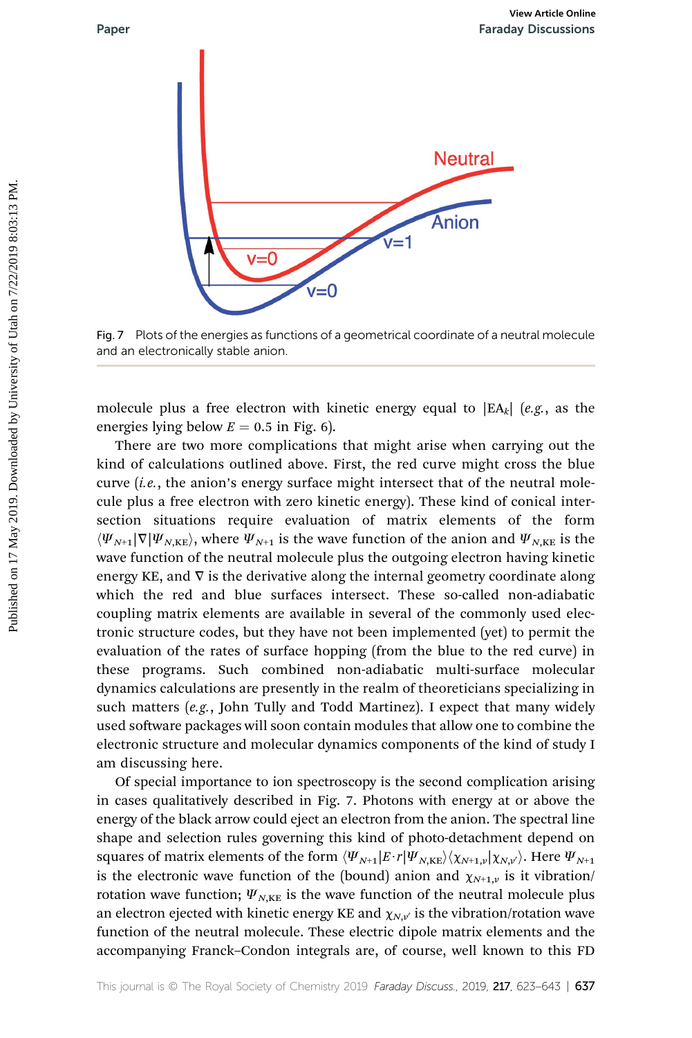Fig. 7 Plots of the energies as functions of a geometrical coordinate of a neutral molecule and an electronically stable anion.

molecule plus a free electron with kinetic energy equal to $|EA_k|$ (*e.g.*, as the energies lying below $E = 0.5$ in Fig. 6).

There are two more complications that might arise when carrying out the kind of calculations outlined above. First, the red curve might cross the blue curve (*i.e.*, the anion's energy surface might intersect that of the neutral molecule plus a free electron with zero kinetic energy). These kind of conical intersection situations require evaluation of matrix elements of the form $\langle \Psi_{N+1}|\nabla|\Psi_{N,\mathrm{KE}}\rangle$, where $\Psi_{N+1}$ is the wave function of the anion and $\Psi_{N,\mathrm{KE}}$ is the wave function of the neutral molecule plus the outgoing electron having kinetic energy KE, and $\nabla$ is the derivative along the internal geometry coordinate along which the red and blue surfaces intersect. These so-called non-adiabatic coupling matrix elements are available in several of the commonly used electronic structure codes, but they have not been implemented (yet) to permit the evaluation of the rates of surface hopping (from the blue to the red curve) in these programs. Such combined non-adiabatic multi-surface molecular dynamics calculations are presently in the realm of theoreticians specializing in such matters (*e.g.*, John Tully and Todd Martinez). I expect that many widely used software packages will soon contain modules that allow one to combine the electronic structure and molecular dynamics components of the kind of study I am discussing here.

Of special importance to ion spectroscopy is the second complication arising in cases qualitatively described in Fig. 7. Photons with energy at or above the energy of the black arrow could eject an electron from the anion. The spectral line shape and selection rules governing this kind of photo-detachment depend on squares of matrix elements of the form $\langle \Psi_{N+1}|E\cdot r|\Psi_{N,\mathrm{KE}}\rangle\langle \chi_{N+1,\nu}|\chi_{N,\nu'}\rangle$. Here $\Psi_{N+1}$ is the electronic wave function of the (bound) anion and $\chi_{N+1,\nu}$ is it vibration/rotation wave function; $\Psi_{N,\mathrm{KE}}$ is the wave function of the neutral molecule plus an electron ejected with kinetic energy KE and $\chi_{N,\nu'}$ is the vibration/rotation wave function of the neutral molecule. These electric dipole matrix elements and the accompanying Franck–Condon integrals are, of course, well known to this FD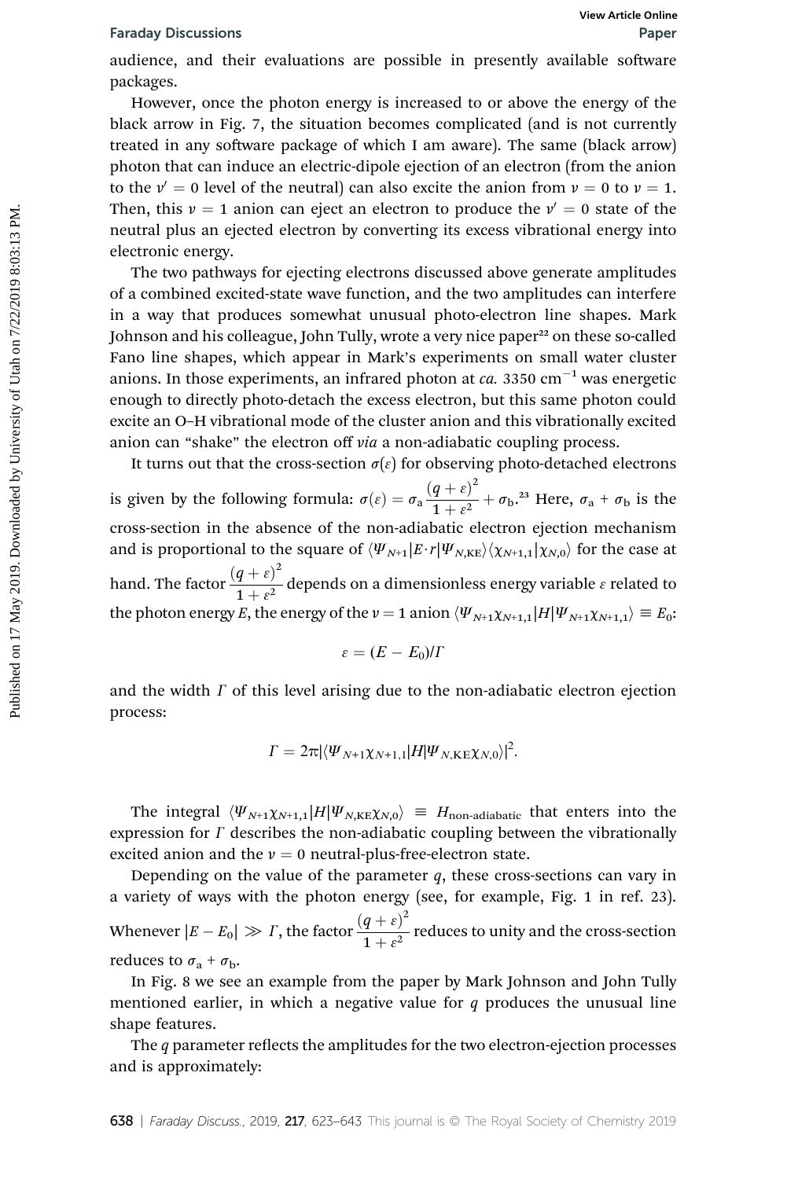audience, and their evaluations are possible in presently available software packages.

However, once the photon energy is increased to or above the energy of the black arrow in Fig. 7, the situation becomes complicated (and is not currently treated in any software package of which I am aware). The same (black arrow) photon that can induce an electric-dipole ejection of an electron (from the anion to the $\nu' = 0$ level of the neutral) can also excite the anion from $\nu = 0$ to $\nu = 1$. Then, this $\nu = 1$ anion can eject an electron to produce the $\nu' = 0$ state of the neutral plus an ejected electron by converting its excess vibrational energy into electronic energy.

The two pathways for ejecting electrons discussed above generate amplitudes of a combined excited-state wave function, and the two amplitudes can interfere in a way that produces somewhat unusual photo-electron line shapes. Mark Johnson and his colleague, John Tully, wrote a very nice paper[22] on these so-called Fano line shapes, which appear in Mark's experiments on small water cluster anions. In those experiments, an infrared photon at *ca.* 3350 cm$^{-1}$ was energetic enough to directly photo-detach the excess electron, but this same photon could excite an O–H vibrational mode of the cluster anion and this vibrationally excited anion can "shake" the electron off *via* a non-adiabatic coupling process.

It turns out that the cross-section $\sigma(\varepsilon)$ for observing photo-detached electrons is given by the following formula: $\sigma(\varepsilon) = \sigma_a \frac{(q+\varepsilon)^2}{1+\varepsilon^2} + \sigma_b$.[23] Here, $\sigma_a + \sigma_b$ is the cross-section in the absence of the non-adiabatic electron ejection mechanism and is proportional to the square of $\langle \Psi_{N+1}|E\cdot r|\Psi_{N,\text{KE}}\rangle\langle \chi_{N+1,1}|\chi_{N,0}\rangle$ for the case at hand. The factor $\frac{(q+\varepsilon)^2}{1+\varepsilon^2}$ depends on a dimensionless energy variable $\varepsilon$ related to the photon energy $E$, the energy of the $\nu = 1$ anion $\langle \Psi_{N+1}\chi_{N+1,1}|H|\Psi_{N+1}\chi_{N+1,1}\rangle \equiv E_0$:

$$\varepsilon = (E - E_0)/\Gamma$$

and the width $\Gamma$ of this level arising due to the non-adiabatic electron ejection process:

$$\Gamma = 2\pi|\langle \Psi_{N+1}\chi_{N+1,1}|H|\Psi_{N,\text{KE}}\chi_{N,0}\rangle|^2.$$

The integral $\langle \Psi_{N+1}\chi_{N+1,1}|H|\Psi_{N,\text{KE}}\chi_{N,0}\rangle \equiv H_{\text{non-adiabatic}}$ that enters into the expression for $\Gamma$ describes the non-adiabatic coupling between the vibrationally excited anion and the $\nu = 0$ neutral-plus-free-electron state.

Depending on the value of the parameter $q$, these cross-sections can vary in a variety of ways with the photon energy (see, for example, Fig. 1 in ref. 23). Whenever $|E - E_0| \gg \Gamma$, the factor $\frac{(q+\varepsilon)^2}{1+\varepsilon^2}$ reduces to unity and the cross-section reduces to $\sigma_a + \sigma_b$.

In Fig. 8 we see an example from the paper by Mark Johnson and John Tully mentioned earlier, in which a negative value for $q$ produces the unusual line shape features.

The $q$ parameter reflects the amplitudes for the two electron-ejection processes and is approximately: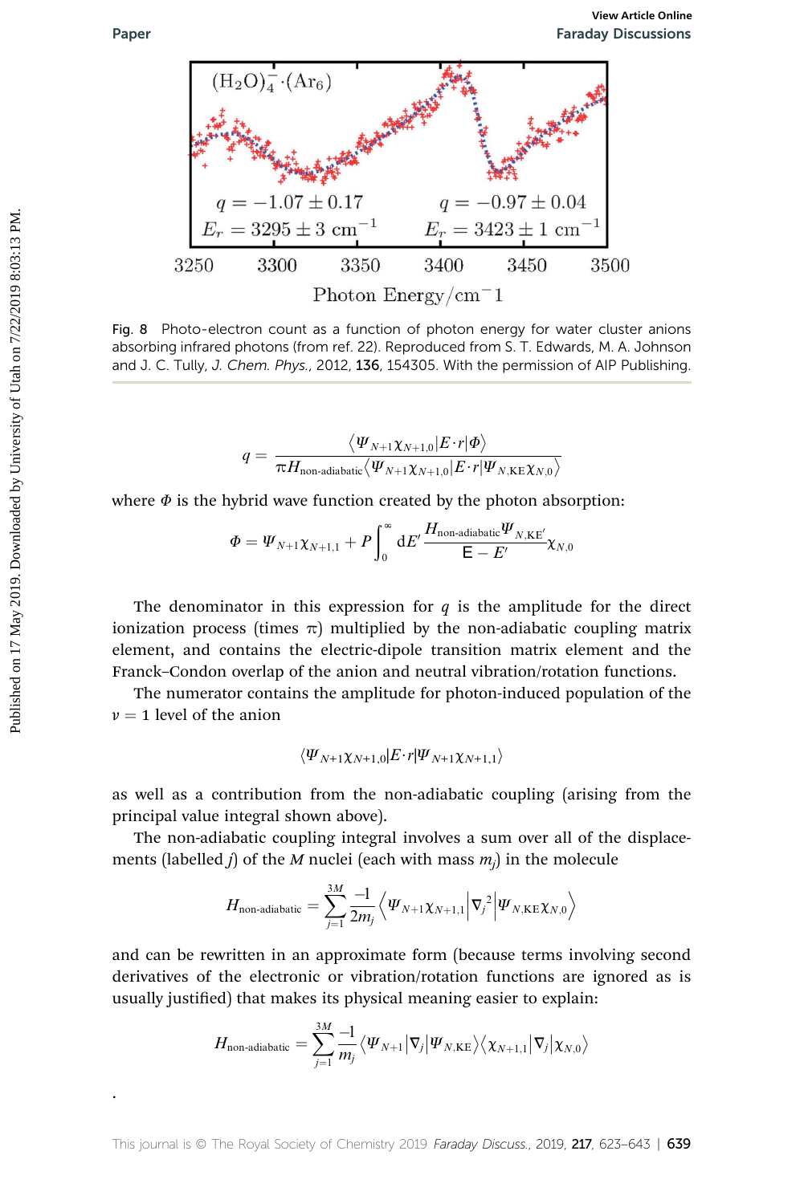Fig. 8 Photo-electron count as a function of photon energy for water cluster anions absorbing infrared photons (from ref. 22). Reproduced from S. T. Edwards, M. A. Johnson and J. C. Tully, *J. Chem. Phys.*, 2012, **136**, 154305. With the permission of AIP Publishing.

$$q = \frac{\langle \Psi_{N+1}\chi_{N+1,0}|E\cdot r|\Phi\rangle}{\pi H_{\text{non-adiabatic}}\langle \Psi_{N+1}\chi_{N+1,0}|E\cdot r|\Psi_{N,\text{KE}}\chi_{N,0}\rangle}$$

where $\Phi$ is the hybrid wave function created by the photon absorption:

$$\Phi = \Psi_{N+1}\chi_{N+1,1} + P\int_0^\infty \mathrm{d}E' \frac{H_{\text{non-adiabatic}}\Psi_{N,\text{KE}'}}{\mathrm{E} - E'}\chi_{N,0}$$

The denominator in this expression for $q$ is the amplitude for the direct ionization process (times $\pi$) multiplied by the non-adiabatic coupling matrix element, and contains the electric-dipole transition matrix element and the Franck–Condon overlap of the anion and neutral vibration/rotation functions.

The numerator contains the amplitude for photon-induced population of the $\nu = 1$ level of the anion

$$\langle \Psi_{N+1}\chi_{N+1,0}|E\cdot r|\Psi_{N+1}\chi_{N+1,1}\rangle$$

as well as a contribution from the non-adiabatic coupling (arising from the principal value integral shown above).

The non-adiabatic coupling integral involves a sum over all of the displacements (labelled $j$) of the $M$ nuclei (each with mass $m_j$) in the molecule

$$H_{\text{non-adiabatic}} = \sum_{j=1}^{3M} \frac{-1}{2m_j}\left\langle \Psi_{N+1}\chi_{N+1,1}\middle|\nabla_j^2\middle|\Psi_{N,\text{KE}}\chi_{N,0}\right\rangle$$

and can be rewritten in an approximate form (because terms involving second derivatives of the electronic or vibration/rotation functions are ignored as is usually justified) that makes its physical meaning easier to explain:

$$H_{\text{non-adiabatic}} = \sum_{j=1}^{3M} \frac{-1}{m_j}\langle \Psi_{N+1}|\nabla_j|\Psi_{N,\text{KE}}\rangle\langle \chi_{N+1,1}|\nabla_j|\chi_{N,0}\rangle$$

.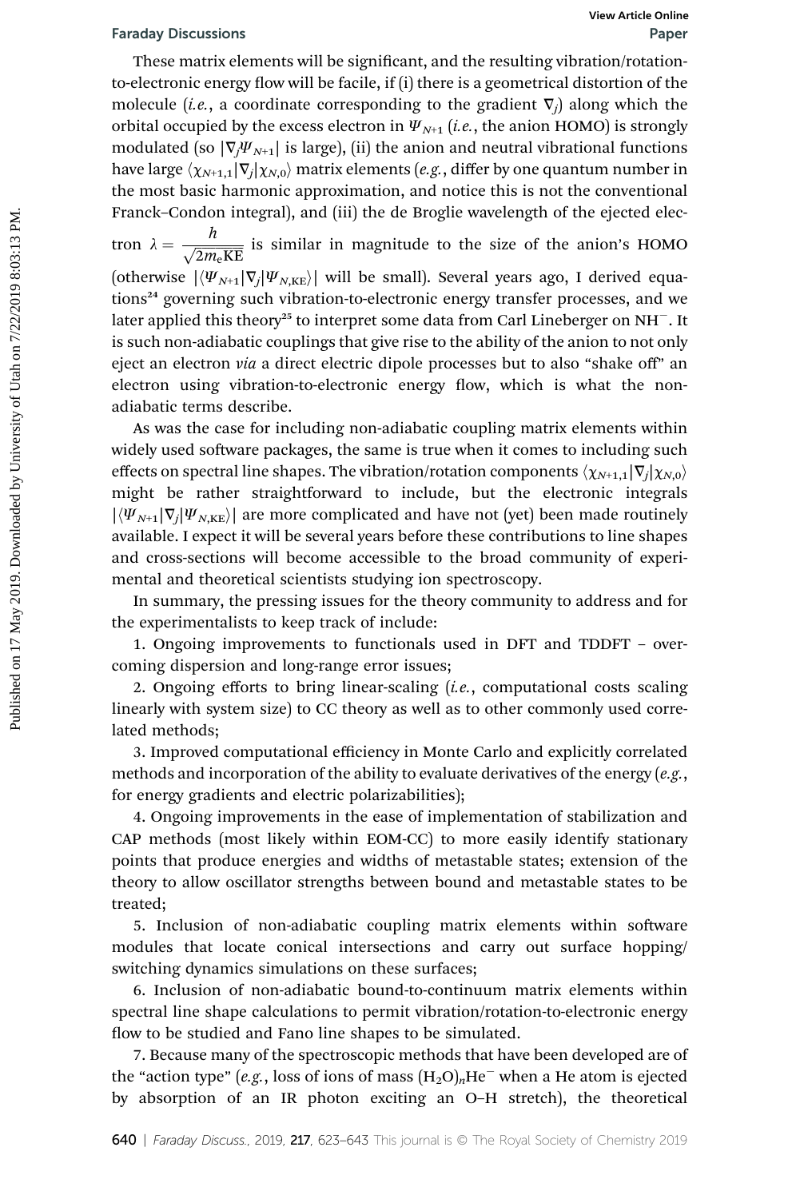These matrix elements will be significant, and the resulting vibration/rotation-to-electronic energy flow will be facile, if (i) there is a geometrical distortion of the molecule (*i.e.*, a coordinate corresponding to the gradient $\nabla_j$) along which the orbital occupied by the excess electron in $\Psi_{N+1}$ (*i.e.*, the anion HOMO) is strongly modulated (so $|\nabla_j \Psi_{N+1}|$ is large), (ii) the anion and neutral vibrational functions have large $\langle \chi_{N+1,1}|\nabla_j|\chi_{N,0}\rangle$ matrix elements (*e.g.*, differ by one quantum number in the most basic harmonic approximation, and notice this is not the conventional Franck–Condon integral), and (iii) the de Broglie wavelength of the ejected electron $\lambda = \dfrac{h}{\sqrt{2m_e\mathrm{KE}}}$ is similar in magnitude to the size of the anion's HOMO (otherwise $|\langle \Psi_{N+1}|\nabla_j|\Psi_{N,\mathrm{KE}}\rangle|$ will be small). Several years ago, I derived equations[24] governing such vibration-to-electronic energy transfer processes, and we later applied this theory[25] to interpret some data from Carl Lineberger on $NH^-$. It is such non-adiabatic couplings that give rise to the ability of the anion to not only eject an electron *via* a direct electric dipole processes but to also "shake off" an electron using vibration-to-electronic energy flow, which is what the non-adiabatic terms describe.

As was the case for including non-adiabatic coupling matrix elements within widely used software packages, the same is true when it comes to including such effects on spectral line shapes. The vibration/rotation components $\langle \chi_{N+1,1}|\nabla_j|\chi_{N,0}\rangle$ might be rather straightforward to include, but the electronic integrals $|\langle \Psi_{N+1}|\nabla_j|\Psi_{N,\mathrm{KE}}\rangle|$ are more complicated and have not (yet) been made routinely available. I expect it will be several years before these contributions to line shapes and cross-sections will become accessible to the broad community of experimental and theoretical scientists studying ion spectroscopy.

In summary, the pressing issues for the theory community to address and for the experimentalists to keep track of include:

1. Ongoing improvements to functionals used in DFT and TDDFT – overcoming dispersion and long-range error issues;

2. Ongoing efforts to bring linear-scaling (*i.e.*, computational costs scaling linearly with system size) to CC theory as well as to other commonly used correlated methods;

3. Improved computational efficiency in Monte Carlo and explicitly correlated methods and incorporation of the ability to evaluate derivatives of the energy (*e.g.*, for energy gradients and electric polarizabilities);

4. Ongoing improvements in the ease of implementation of stabilization and CAP methods (most likely within EOM-CC) to more easily identify stationary points that produce energies and widths of metastable states; extension of the theory to allow oscillator strengths between bound and metastable states to be treated;

5. Inclusion of non-adiabatic coupling matrix elements within software modules that locate conical intersections and carry out surface hopping/switching dynamics simulations on these surfaces;

6. Inclusion of non-adiabatic bound-to-continuum matrix elements within spectral line shape calculations to permit vibration/rotation-to-electronic energy flow to be studied and Fano line shapes to be simulated.

7. Because many of the spectroscopic methods that have been developed are of the "action type" (*e.g.*, loss of ions of mass $(H_2O)_nHe^-$ when a He atom is ejected by absorption of an IR photon exciting an O–H stretch), the theoretical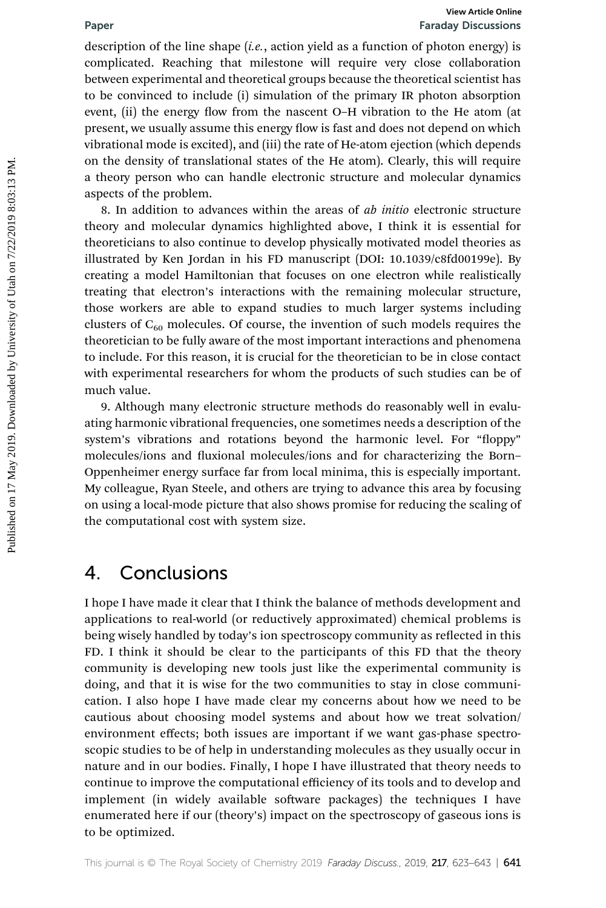description of the line shape (*i.e.*, action yield as a function of photon energy) is complicated. Reaching that milestone will require very close collaboration between experimental and theoretical groups because the theoretical scientist has to be convinced to include (i) simulation of the primary IR photon absorption event, (ii) the energy flow from the nascent O–H vibration to the He atom (at present, we usually assume this energy flow is fast and does not depend on which vibrational mode is excited), and (iii) the rate of He-atom ejection (which depends on the density of translational states of the He atom). Clearly, this will require a theory person who can handle electronic structure and molecular dynamics aspects of the problem.

8. In addition to advances within the areas of *ab initio* electronic structure theory and molecular dynamics highlighted above, I think it is essential for theoreticians to also continue to develop physically motivated model theories as illustrated by Ken Jordan in his FD manuscript (DOI: 10.1039/c8fd00199e). By creating a model Hamiltonian that focuses on one electron while realistically treating that electron's interactions with the remaining molecular structure, those workers are able to expand studies to much larger systems including clusters of $C_{60}$ molecules. Of course, the invention of such models requires the theoretician to be fully aware of the most important interactions and phenomena to include. For this reason, it is crucial for the theoretician to be in close contact with experimental researchers for whom the products of such studies can be of much value.

9. Although many electronic structure methods do reasonably well in evaluating harmonic vibrational frequencies, one sometimes needs a description of the system's vibrations and rotations beyond the harmonic level. For "floppy" molecules/ions and fluxional molecules/ions and for characterizing the Born–Oppenheimer energy surface far from local minima, this is especially important. My colleague, Ryan Steele, and others are trying to advance this area by focusing on using a local-mode picture that also shows promise for reducing the scaling of the computational cost with system size.

## 4. Conclusions

I hope I have made it clear that I think the balance of methods development and applications to real-world (or reductively approximated) chemical problems is being wisely handled by today's ion spectroscopy community as reflected in this FD. I think it should be clear to the participants of this FD that the theory community is developing new tools just like the experimental community is doing, and that it is wise for the two communities to stay in close communication. I also hope I have made clear my concerns about how we need to be cautious about choosing model systems and about how we treat solvation/environment effects; both issues are important if we want gas-phase spectroscopic studies to be of help in understanding molecules as they usually occur in nature and in our bodies. Finally, I hope I have illustrated that theory needs to continue to improve the computational efficiency of its tools and to develop and implement (in widely available software packages) the techniques I have enumerated here if our (theory's) impact on the spectroscopy of gaseous ions is to be optimized.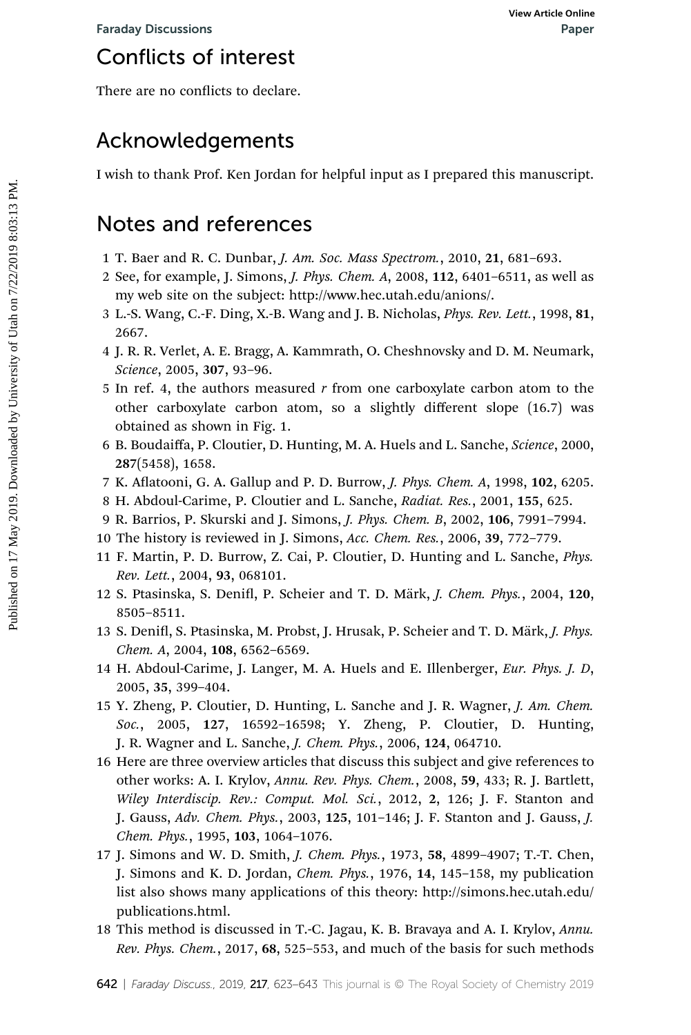## Conflicts of interest

There are no conflicts to declare.

## Acknowledgements

I wish to thank Prof. Ken Jordan for helpful input as I prepared this manuscript.

## Notes and references

1 T. Baer and R. C. Dunbar, *J. Am. Soc. Mass Spectrom.*, 2010, **21**, 681–693.

2 See, for example, J. Simons, *J. Phys. Chem. A*, 2008, **112**, 6401–6511, as well as my web site on the subject: http://www.hec.utah.edu/anions/.

3 L.-S. Wang, C.-F. Ding, X.-B. Wang and J. B. Nicholas, *Phys. Rev. Lett.*, 1998, **81**, 2667.

4 J. R. R. Verlet, A. E. Bragg, A. Kammrath, O. Cheshnovsky and D. M. Neumark, *Science*, 2005, **307**, 93–96.

5 In ref. 4, the authors measured $r$ from one carboxylate carbon atom to the other carboxylate carbon atom, so a slightly different slope (16.7) was obtained as shown in Fig. 1.

6 B. Boudaiffa, P. Cloutier, D. Hunting, M. A. Huels and L. Sanche, *Science*, 2000, **287**(5458), 1658.

7 K. Aflatooni, G. A. Gallup and P. D. Burrow, *J. Phys. Chem. A*, 1998, **102**, 6205.

8 H. Abdoul-Carime, P. Cloutier and L. Sanche, *Radiat. Res.*, 2001, **155**, 625.

9 R. Barrios, P. Skurski and J. Simons, *J. Phys. Chem. B*, 2002, **106**, 7991–7994.

10 The history is reviewed in J. Simons, *Acc. Chem. Res.*, 2006, **39**, 772–779.

11 F. Martin, P. D. Burrow, Z. Cai, P. Cloutier, D. Hunting and L. Sanche, *Phys. Rev. Lett.*, 2004, **93**, 068101.

12 S. Ptasinska, S. Denifl, P. Scheier and T. D. Märk, *J. Chem. Phys.*, 2004, **120**, 8505–8511.

13 S. Denifl, S. Ptasinska, M. Probst, J. Hrusak, P. Scheier and T. D. Märk, *J. Phys. Chem. A*, 2004, **108**, 6562–6569.

14 H. Abdoul-Carime, J. Langer, M. A. Huels and E. Illenberger, *Eur. Phys. J. D*, 2005, **35**, 399–404.

15 Y. Zheng, P. Cloutier, D. Hunting, L. Sanche and J. R. Wagner, *J. Am. Chem. Soc.*, 2005, **127**, 16592–16598; Y. Zheng, P. Cloutier, D. Hunting, J. R. Wagner and L. Sanche, *J. Chem. Phys.*, 2006, **124**, 064710.

16 Here are three overview articles that discuss this subject and give references to other works: A. I. Krylov, *Annu. Rev. Phys. Chem.*, 2008, **59**, 433; R. J. Bartlett, *Wiley Interdiscip. Rev.: Comput. Mol. Sci.*, 2012, **2**, 126; J. F. Stanton and J. Gauss, *Adv. Chem. Phys.*, 2003, **125**, 101–146; J. F. Stanton and J. Gauss, *J. Chem. Phys.*, 1995, **103**, 1064–1076.

17 J. Simons and W. D. Smith, *J. Chem. Phys.*, 1973, **58**, 4899–4907; T.-T. Chen, J. Simons and K. D. Jordan, *Chem. Phys.*, 1976, **14**, 145–158, my publication list also shows many applications of this theory: http://simons.hec.utah.edu/publications.html.

18 This method is discussed in T.-C. Jagau, K. B. Bravaya and A. I. Krylov, *Annu. Rev. Phys. Chem.*, 2017, **68**, 525–553, and much of the basis for such methods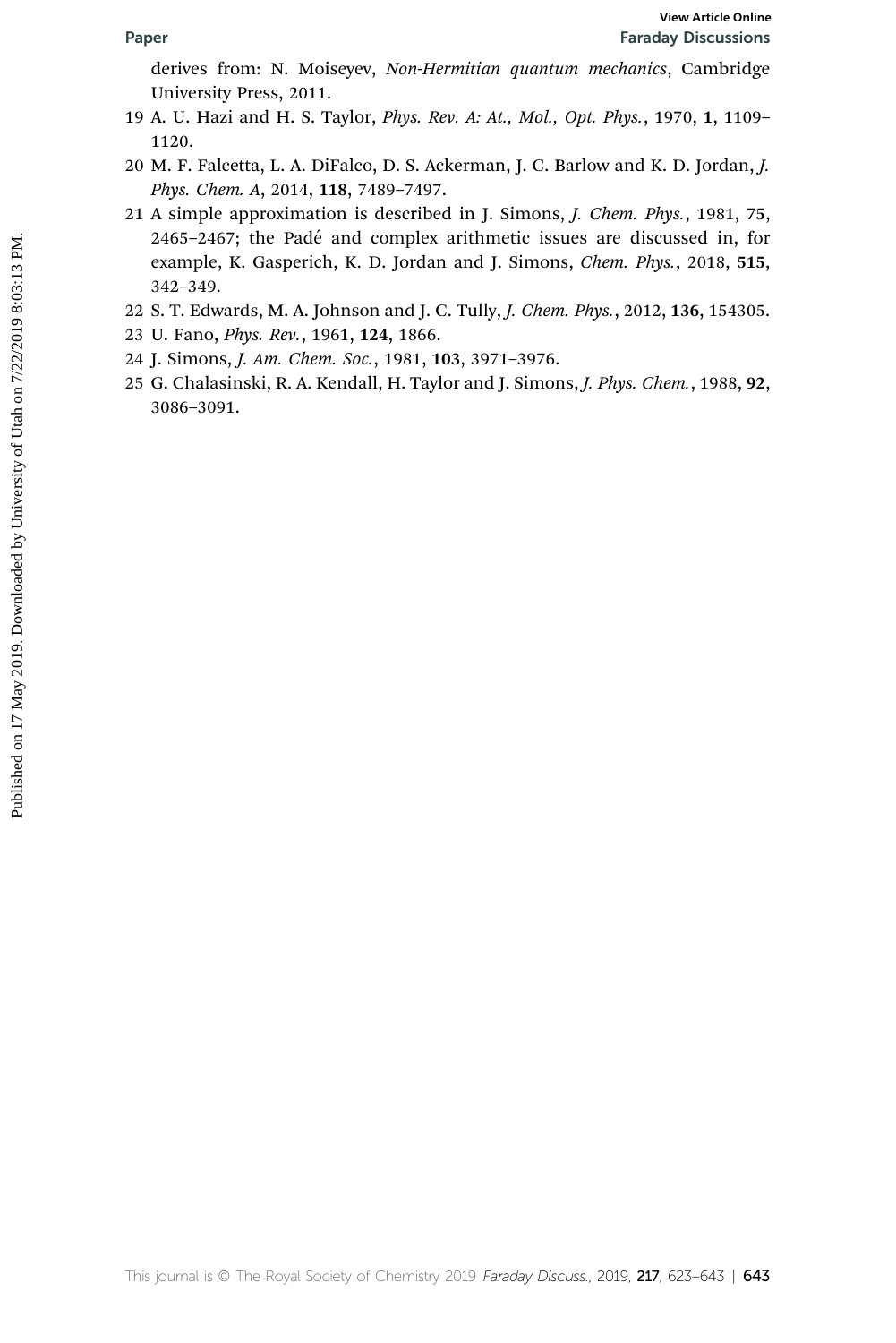derives from: N. Moiseyev, *Non-Hermitian quantum mechanics*, Cambridge University Press, 2011.

19 A. U. Hazi and H. S. Taylor, *Phys. Rev. A: At., Mol., Opt. Phys.*, 1970, **1**, 1109–1120.

20 M. F. Falcetta, L. A. DiFalco, D. S. Ackerman, J. C. Barlow and K. D. Jordan, *J. Phys. Chem. A*, 2014, **118**, 7489–7497.

21 A simple approximation is described in J. Simons, *J. Chem. Phys.*, 1981, **75**, 2465–2467; the Padé and complex arithmetic issues are discussed in, for example, K. Gasperich, K. D. Jordan and J. Simons, *Chem. Phys.*, 2018, **515**, 342–349.

22 S. T. Edwards, M. A. Johnson and J. C. Tully, *J. Chem. Phys.*, 2012, **136**, 154305.

23 U. Fano, *Phys. Rev.*, 1961, **124**, 1866.

24 J. Simons, *J. Am. Chem. Soc.*, 1981, **103**, 3971–3976.

25 G. Chalasinski, R. A. Kendall, H. Taylor and J. Simons, *J. Phys. Chem.*, 1988, **92**, 3086–3091.